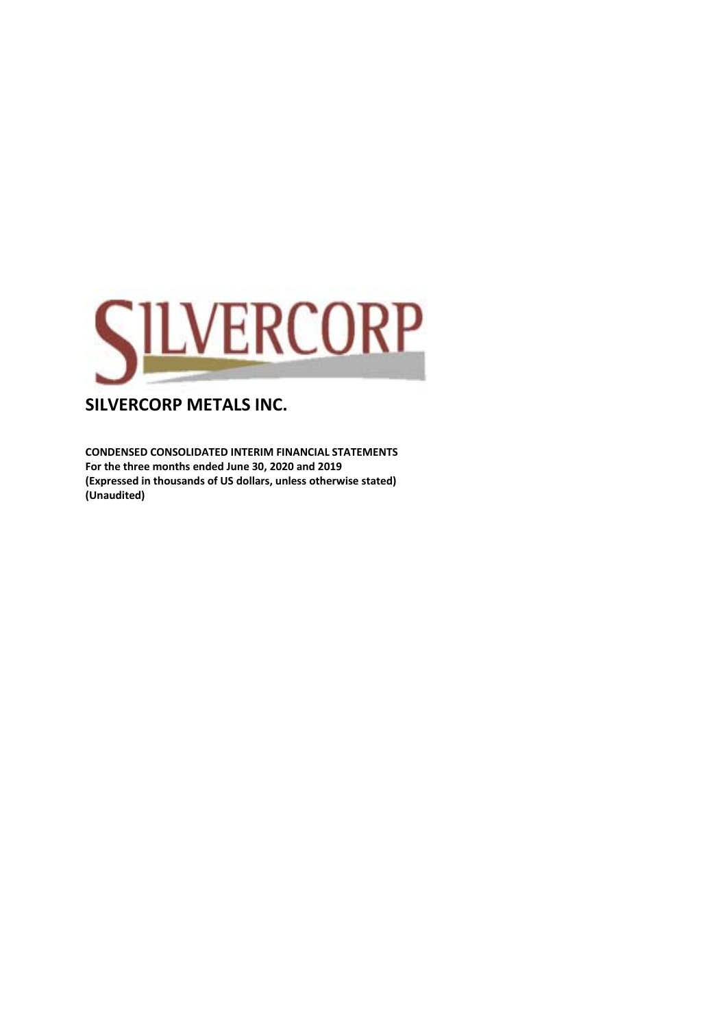# SILVERCORP METALS INC.

**CONDENSED CONSOLIDATED INTERIM FINANCIAL STATEMENTS**
**For the three months ended June 30, 2020 and 2019**
**(Expressed in thousands of US dollars, unless otherwise stated)**
**(Unaudited)**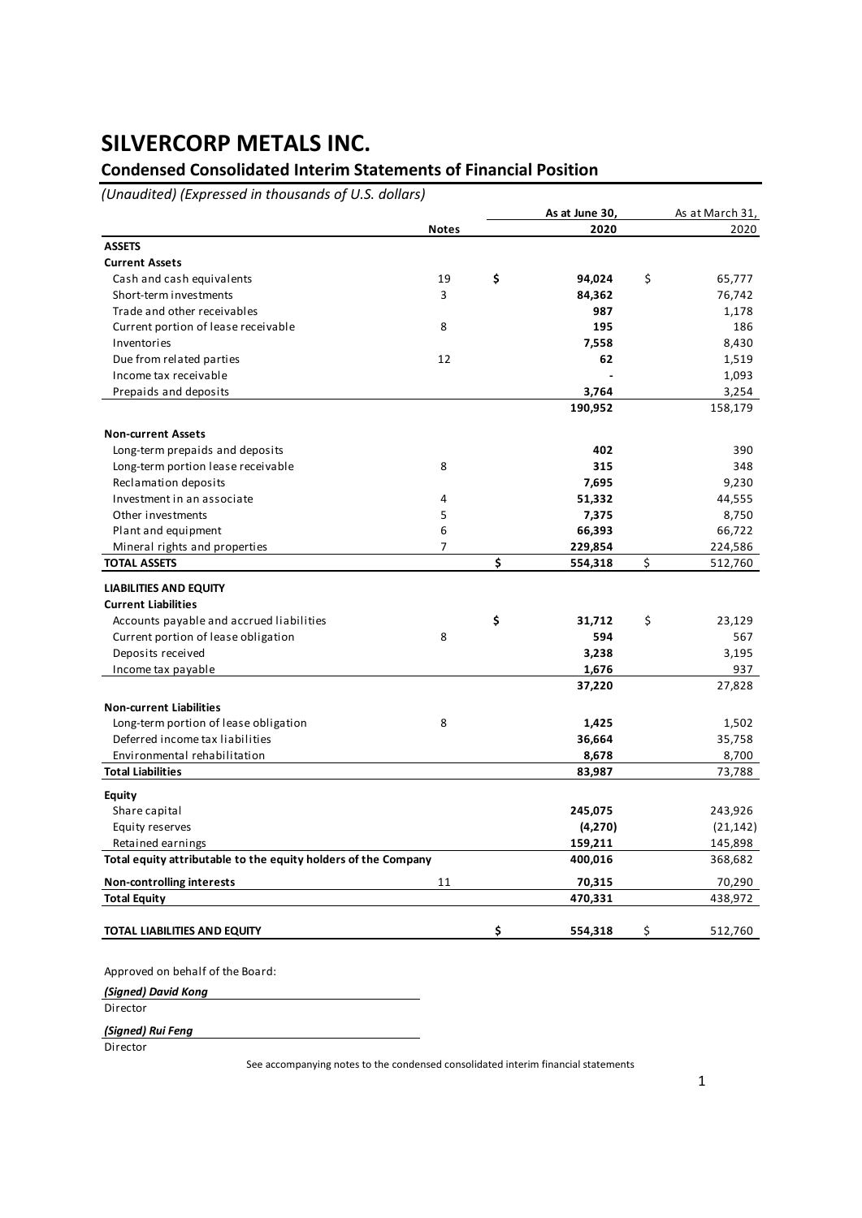# SILVERCORP METALS INC.

## Condensed Consolidated Interim Statements of Financial Position

*(Unaudited) (Expressed in thousands of U.S. dollars)*

| | Notes | As at June 30, 2020 | As at March 31, 2020 |
|---|---|---|---|
| **ASSETS** | | | |
| **Current Assets** | | | |
| Cash and cash equivalents | 19 | $ **94,024** | $ 65,777 |
| Short-term investments | 3 | **84,362** | 76,742 |
| Trade and other receivables | | **987** | 1,178 |
| Current portion of lease receivable | 8 | **195** | 186 |
| Inventories | | **7,558** | 8,430 |
| Due from related parties | 12 | **62** | 1,519 |
| Income tax receivable | | **-** | 1,093 |
| Prepaids and deposits | | **3,764** | 3,254 |
| | | **190,952** | 158,179 |
| **Non-current Assets** | | | |
| Long-term prepaids and deposits | | **402** | 390 |
| Long-term portion lease receivable | 8 | **315** | 348 |
| Reclamation deposits | | **7,695** | 9,230 |
| Investment in an associate | 4 | **51,332** | 44,555 |
| Other investments | 5 | **7,375** | 8,750 |
| Plant and equipment | 6 | **66,393** | 66,722 |
| Mineral rights and properties | 7 | **229,854** | 224,586 |
| **TOTAL ASSETS** | | $ **554,318** | $ 512,760 |
| **LIABILITIES AND EQUITY** | | | |
| **Current Liabilities** | | | |
| Accounts payable and accrued liabilities | | $ **31,712** | $ 23,129 |
| Current portion of lease obligation | 8 | **594** | 567 |
| Deposits received | | **3,238** | 3,195 |
| Income tax payable | | **1,676** | 937 |
| | | **37,220** | 27,828 |
| **Non-current Liabilities** | | | |
| Long-term portion of lease obligation | 8 | **1,425** | 1,502 |
| Deferred income tax liabilities | | **36,664** | 35,758 |
| Environmental rehabilitation | | **8,678** | 8,700 |
| **Total Liabilities** | | **83,987** | 73,788 |
| **Equity** | | | |
| Share capital | | **245,075** | 243,926 |
| Equity reserves | | **(4,270)** | (21,142) |
| Retained earnings | | **159,211** | 145,898 |
| **Total equity attributable to the equity holders of the Company** | | **400,016** | 368,682 |
| **Non-controlling interests** | 11 | **70,315** | 70,290 |
| **Total Equity** | | **470,331** | 438,972 |
| **TOTAL LIABILITIES AND EQUITY** | | $ **554,318** | $ 512,760 |

Approved on behalf of the Board:

***(Signed) David Kong***
Director

***(Signed) Rui Feng***
Director

See accompanying notes to the condensed consolidated interim financial statements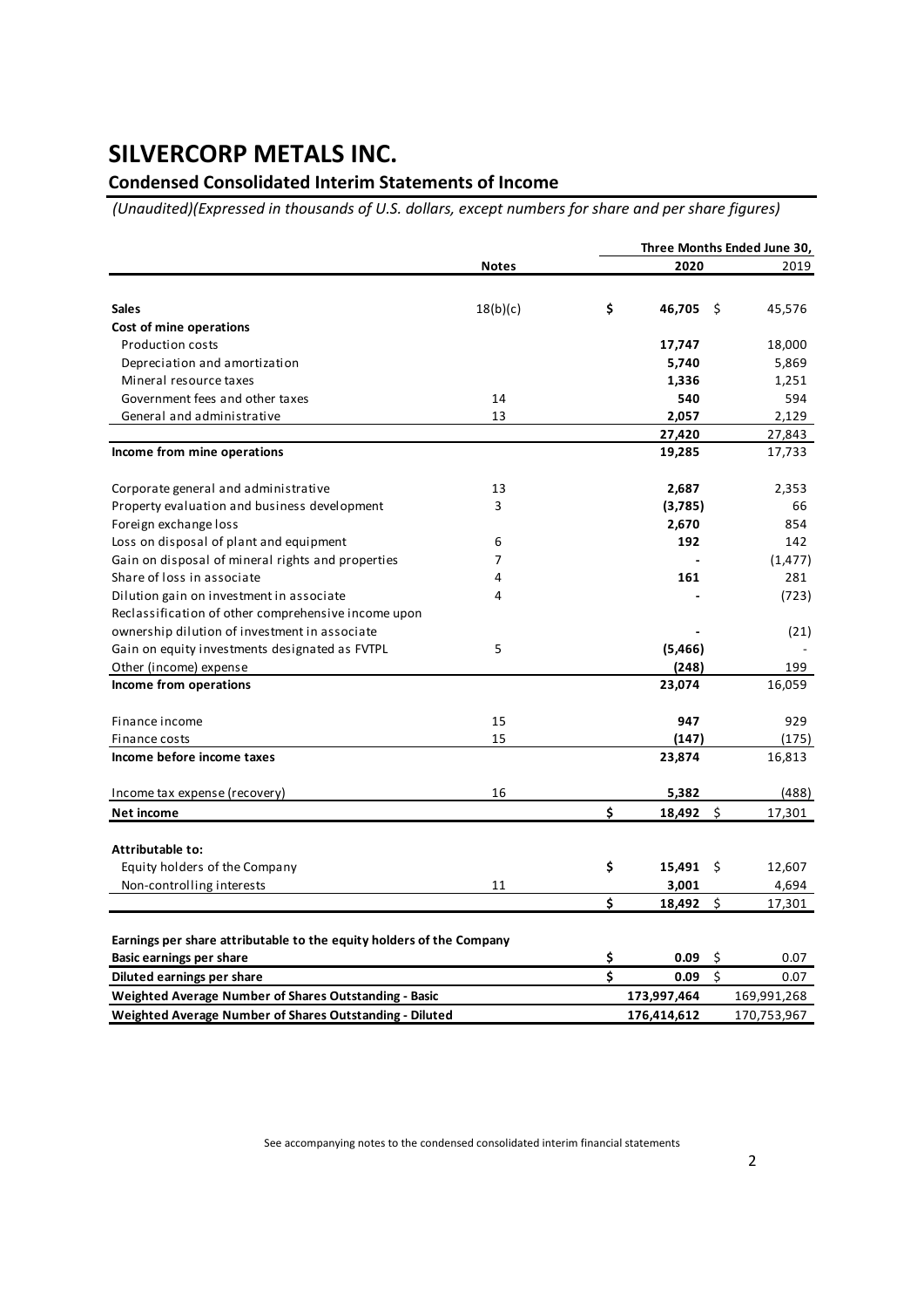# SILVERCORP METALS INC.

## Condensed Consolidated Interim Statements of Income

*(Unaudited)(Expressed in thousands of U.S. dollars, except numbers for share and per share figures)*

| | Notes | Three Months Ended June 30, 2020 | 2019 |
|---|---|---|---|
| **Sales** | 18(b)(c) | **$ 46,705** | $ 45,576 |
| **Cost of mine operations** | | | |
| Production costs | | **17,747** | 18,000 |
| Depreciation and amortization | | **5,740** | 5,869 |
| Mineral resource taxes | | **1,336** | 1,251 |
| Government fees and other taxes | 14 | **540** | 594 |
| General and administrative | 13 | **2,057** | 2,129 |
| | | **27,420** | 27,843 |
| **Income from mine operations** | | **19,285** | 17,733 |
| Corporate general and administrative | 13 | **2,687** | 2,353 |
| Property evaluation and business development | 3 | **(3,785)** | 66 |
| Foreign exchange loss | | **2,670** | 854 |
| Loss on disposal of plant and equipment | 6 | **192** | 142 |
| Gain on disposal of mineral rights and properties | 7 | **-** | (1,477) |
| Share of loss in associate | 4 | **161** | 281 |
| Dilution gain on investment in associate | 4 | **-** | (723) |
| Reclassification of other comprehensive income upon ownership dilution of investment in associate | | **-** | (21) |
| Gain on equity investments designated as FVTPL | 5 | **(5,466)** | - |
| Other (income) expense | | **(248)** | 199 |
| **Income from operations** | | **23,074** | 16,059 |
| Finance income | 15 | **947** | 929 |
| Finance costs | 15 | **(147)** | (175) |
| **Income before income taxes** | | **23,874** | 16,813 |
| Income tax expense (recovery) | 16 | **5,382** | (488) |
| **Net income** | | **$ 18,492** | $ 17,301 |
| **Attributable to:** | | | |
| Equity holders of the Company | | **$ 15,491** | $ 12,607 |
| Non-controlling interests | 11 | **3,001** | 4,694 |
| | | **$ 18,492** | $ 17,301 |
| **Earnings per share attributable to the equity holders of the Company** | | | |
| **Basic earnings per share** | | **$ 0.09** | $ 0.07 |
| **Diluted earnings per share** | | **$ 0.09** | $ 0.07 |
| **Weighted Average Number of Shares Outstanding - Basic** | | **173,997,464** | 169,991,268 |
| **Weighted Average Number of Shares Outstanding - Diluted** | | **176,414,612** | 170,753,967 |

See accompanying notes to the condensed consolidated interim financial statements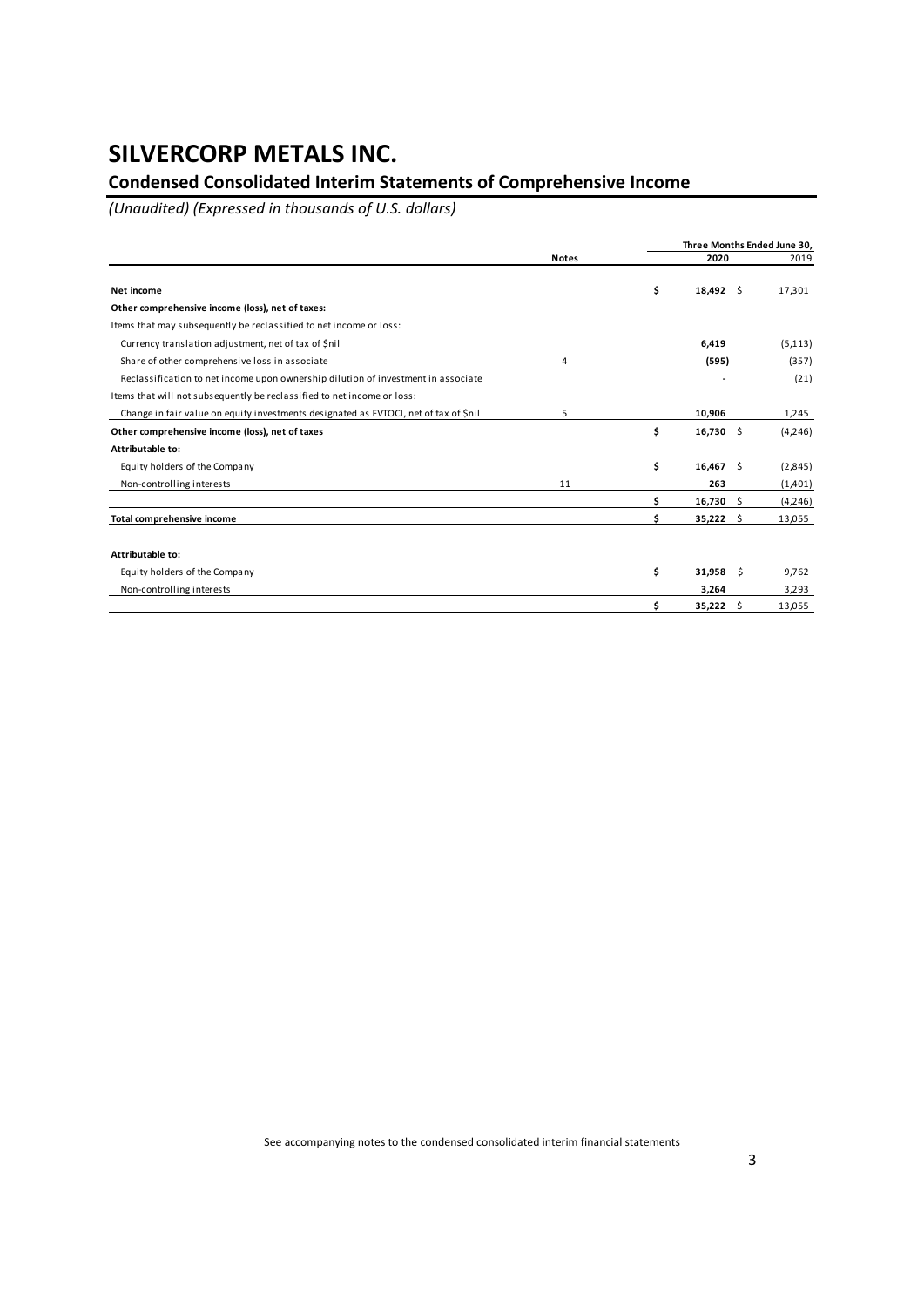# SILVERCORP METALS INC.

## Condensed Consolidated Interim Statements of Comprehensive Income

*(Unaudited) (Expressed in thousands of U.S. dollars)*

| | Notes | Three Months Ended June 30, 2020 | 2019 |
|---|---|---|---|
| **Net income** | | **$ 18,492** | $ 17,301 |
| **Other comprehensive income (loss), net of taxes:** | | | |
| Items that may subsequently be reclassified to net income or loss: | | | |
| Currency translation adjustment, net of tax of $nil | | **6,419** | (5,113) |
| Share of other comprehensive loss in associate | 4 | **(595)** | (357) |
| Reclassification to net income upon ownership dilution of investment in associate | | **-** | (21) |
| Items that will not subsequently be reclassified to net income or loss: | | | |
| Change in fair value on equity investments designated as FVTOCI, net of tax of $nil | 5 | **10,906** | 1,245 |
| **Other comprehensive income (loss), net of taxes** | | **$ 16,730** | $ (4,246) |
| **Attributable to:** | | | |
| Equity holders of the Company | | **$ 16,467** | $ (2,845) |
| Non-controlling interests | 11 | **263** | (1,401) |
| | | **$ 16,730** | $ (4,246) |
| **Total comprehensive income** | | **$ 35,222** | $ 13,055 |
| | | | |
| **Attributable to:** | | | |
| Equity holders of the Company | | **$ 31,958** | $ 9,762 |
| Non-controlling interests | | **3,264** | 3,293 |
| | | **$ 35,222** | $ 13,055 |

See accompanying notes to the condensed consolidated interim financial statements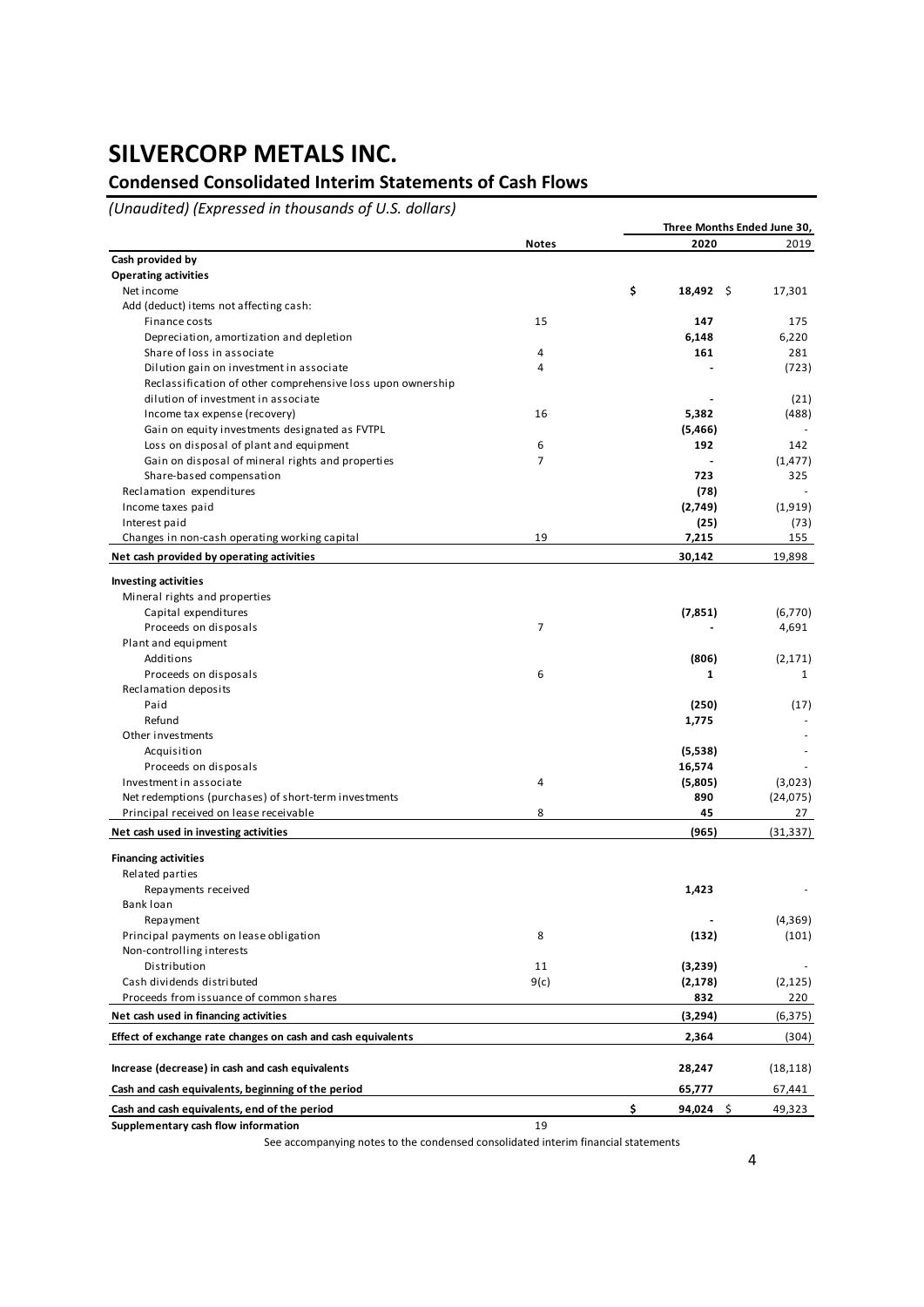# SILVERCORP METALS INC.

## Condensed Consolidated Interim Statements of Cash Flows

*(Unaudited) (Expressed in thousands of U.S. dollars)*

| | Notes | Three Months Ended June 30, 2020 | 2019 |
|---|---|---|---|
| **Cash provided by** | | | |
| **Operating activities** | | | |
| Net income | | **$ 18,492** | $ 17,301 |
| Add (deduct) items not affecting cash: | | | |
| Finance costs | 15 | **147** | 175 |
| Depreciation, amortization and depletion | | **6,148** | 6,220 |
| Share of loss in associate | 4 | **161** | 281 |
| Dilution gain on investment in associate | 4 | **-** | (723) |
| Reclassification of other comprehensive loss upon ownership dilution of investment in associate | | **-** | (21) |
| Income tax expense (recovery) | 16 | **5,382** | (488) |
| Gain on equity investments designated as FVTPL | | **(5,466)** | - |
| Loss on disposal of plant and equipment | 6 | **192** | 142 |
| Gain on disposal of mineral rights and properties | 7 | **-** | (1,477) |
| Share-based compensation | | **723** | 325 |
| Reclamation expenditures | | **(78)** | - |
| Income taxes paid | | **(2,749)** | (1,919) |
| Interest paid | | **(25)** | (73) |
| Changes in non-cash operating working capital | 19 | **7,215** | 155 |
| **Net cash provided by operating activities** | | **30,142** | 19,898 |
| **Investing activities** | | | |
| Mineral rights and properties | | | |
| Capital expenditures | | **(7,851)** | (6,770) |
| Proceeds on disposals | 7 | **-** | 4,691 |
| Plant and equipment | | | |
| Additions | | **(806)** | (2,171) |
| Proceeds on disposals | 6 | **1** | 1 |
| Reclamation deposits | | | |
| Paid | | **(250)** | (17) |
| Refund | | **1,775** | - |
| Other investments | | | - |
| Acquisition | | **(5,538)** | - |
| Proceeds on disposals | | **16,574** | - |
| Investment in associate | 4 | **(5,805)** | (3,023) |
| Net redemptions (purchases) of short-term investments | | **890** | (24,075) |
| Principal received on lease receivable | 8 | **45** | 27 |
| **Net cash used in investing activities** | | **(965)** | (31,337) |
| **Financing activities** | | | |
| Related parties | | | |
| Repayments received | | **1,423** | - |
| Bank loan | | | |
| Repayment | | **-** | (4,369) |
| Principal payments on lease obligation | 8 | **(132)** | (101) |
| Non-controlling interests | | | |
| Distribution | 11 | **(3,239)** | - |
| Cash dividends distributed | 9(c) | **(2,178)** | (2,125) |
| Proceeds from issuance of common shares | | **832** | 220 |
| **Net cash used in financing activities** | | **(3,294)** | (6,375) |
| **Effect of exchange rate changes on cash and cash equivalents** | | **2,364** | (304) |
| **Increase (decrease) in cash and cash equivalents** | | **28,247** | (18,118) |
| **Cash and cash equivalents, beginning of the period** | | **65,777** | 67,441 |
| **Cash and cash equivalents, end of the period** | | **$ 94,024** | $ 49,323 |
| **Supplementary cash flow information** | 19 | | |

See accompanying notes to the condensed consolidated interim financial statements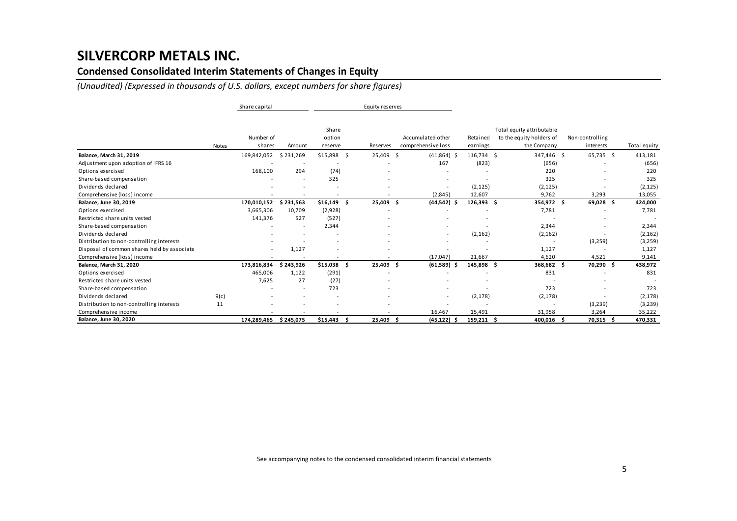# SILVERCORP METALS INC.

## Condensed Consolidated Interim Statements of Changes in Equity

*(Unaudited) (Expressed in thousands of U.S. dollars, except numbers for share figures)*

| | | Share capital | | Equity reserves | | | | | | |
|---|---|---|---|---|---|---|---|---|---|---|
| | Notes | Number of shares | Amount | Share option reserve | Reserves | Accumulated other comprehensive loss | Retained earnings | Total equity attributable to the equity holders of the Company | Non-controlling interests | Total equity |
| **Balance, March 31, 2019** | | 169,842,052 | $ 231,269 | $15,898 | $ 25,409 | $ (41,864) | $ 116,734 | $ 347,446 | $ 65,735 | $ 413,181 |
| Adjustment upon adoption of IFRS 16 | | - | - | - | - | 167 | (823) | (656) | - | (656) |
| Options exercised | | 168,100 | 294 | (74) | - | - | - | 220 | - | 220 |
| Share-based compensation | | - | - | 325 | - | - | - | 325 | - | 325 |
| Dividends declared | | - | - | - | - | - | (2,125) | (2,125) | - | (2,125) |
| Comprehensive (loss) income | | - | - | - | - | (2,845) | 12,607 | 9,762 | 3,293 | 13,055 |
| **Balance, June 30, 2019** | | **170,010,152** | **$ 231,563** | **$16,149** | **$ 25,409** | **$ (44,542)** | **$ 126,393** | **$ 354,972** | **$ 69,028** | **$ 424,000** |
| Options exercised | | 3,665,306 | 10,709 | (2,928) | - | - | - | 7,781 | - | 7,781 |
| Restricted share units vested | | 141,376 | 527 | (527) | - | - | - | - | - | - |
| Share-based compensation | | - | - | 2,344 | - | - | - | 2,344 | - | 2,344 |
| Dividends declared | | - | - | - | - | - | (2,162) | (2,162) | - | (2,162) |
| Distribution to non-controlling interests | | - | - | - | - | - | - | - | (3,259) | (3,259) |
| Disposal of common shares held by associate | | - | 1,127 | - | - | - | - | 1,127 | - | 1,127 |
| Comprehensive (loss) income | | - | - | - | - | (17,047) | 21,667 | 4,620 | 4,521 | 9,141 |
| **Balance, March 31, 2020** | | **173,816,834** | **$ 243,926** | **$15,038** | **$ 25,409** | **$ (61,589)** | **$ 145,898** | **$ 368,682** | **$ 70,290** | **$ 438,972** |
| Options exercised | | 465,006 | 1,122 | (291) | - | - | - | 831 | - | 831 |
| Restricted share units vested | | 7,625 | 27 | (27) | - | - | - | - | - | - |
| Share-based compensation | | - | - | 723 | - | - | - | 723 | - | 723 |
| Dividends declared | 9(c) | - | - | - | - | - | (2,178) | (2,178) | - | (2,178) |
| Distribution to non-controlling interests | 11 | - | - | - | - | - | - | - | (3,239) | (3,239) |
| Comprehensive income | | - | - | - | - | 16,467 | 15,491 | 31,958 | 3,264 | 35,222 |
| **Balance, June 30, 2020** | | **174,289,465** | **$ 245,075** | **$15,443** | **$ 25,409** | **$ (45,122)** | **$ 159,211** | **$ 400,016** | **$ 70,315** | **$ 470,331** |

See accompanying notes to the condensed consolidated interim financial statements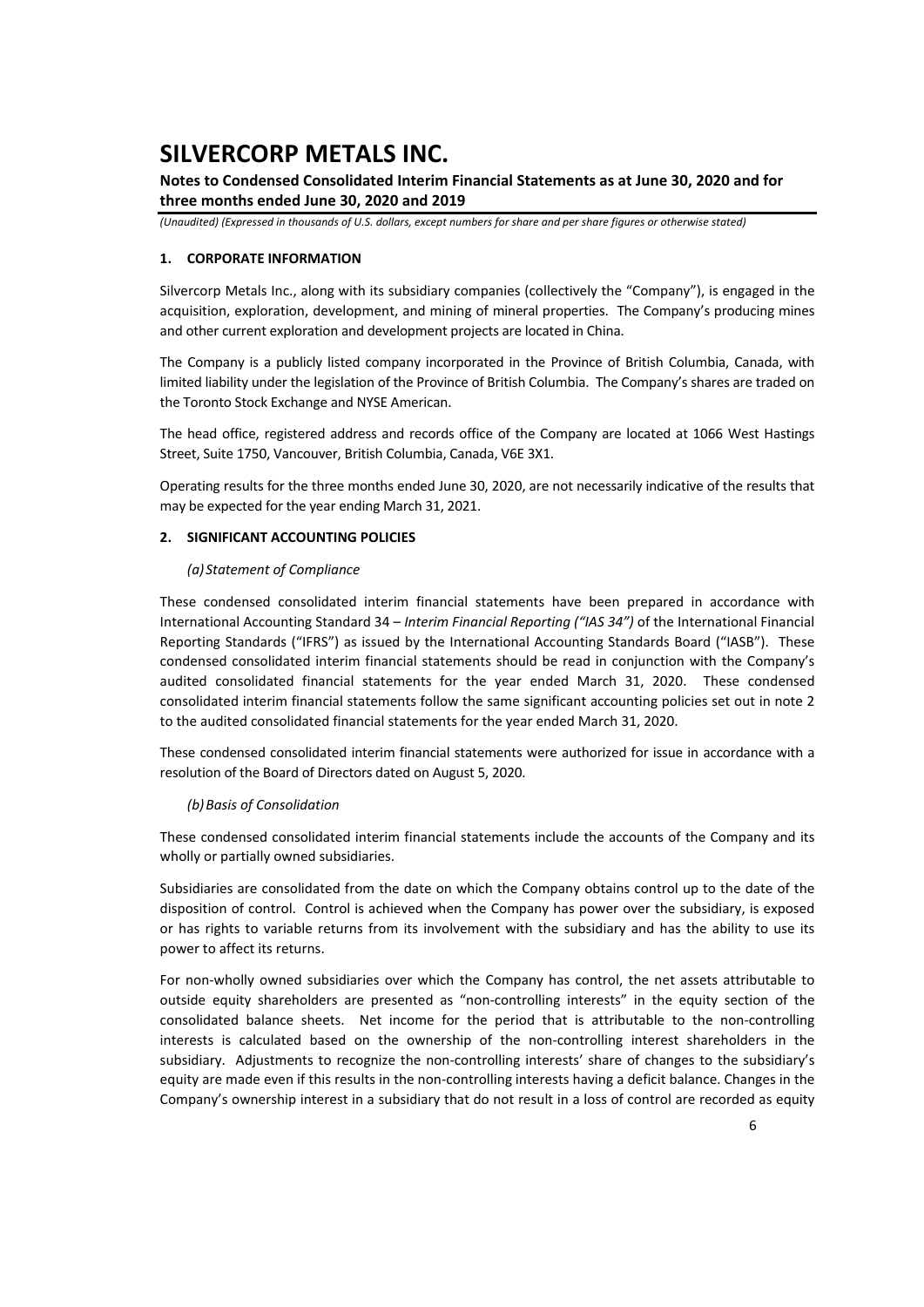# SILVERCORP METALS INC.

**Notes to Condensed Consolidated Interim Financial Statements as at June 30, 2020 and for three months ended June 30, 2020 and 2019**

*(Unaudited) (Expressed in thousands of U.S. dollars, except numbers for share and per share figures or otherwise stated)*

## 1. CORPORATE INFORMATION

Silvercorp Metals Inc., along with its subsidiary companies (collectively the "Company"), is engaged in the acquisition, exploration, development, and mining of mineral properties. The Company's producing mines and other current exploration and development projects are located in China.

The Company is a publicly listed company incorporated in the Province of British Columbia, Canada, with limited liability under the legislation of the Province of British Columbia. The Company's shares are traded on the Toronto Stock Exchange and NYSE American.

The head office, registered address and records office of the Company are located at 1066 West Hastings Street, Suite 1750, Vancouver, British Columbia, Canada, V6E 3X1.

Operating results for the three months ended June 30, 2020, are not necessarily indicative of the results that may be expected for the year ending March 31, 2021.

## 2. SIGNIFICANT ACCOUNTING POLICIES

### *(a) Statement of Compliance*

These condensed consolidated interim financial statements have been prepared in accordance with International Accounting Standard 34 – *Interim Financial Reporting ("IAS 34")* of the International Financial Reporting Standards ("IFRS") as issued by the International Accounting Standards Board ("IASB"). These condensed consolidated interim financial statements should be read in conjunction with the Company's audited consolidated financial statements for the year ended March 31, 2020. These condensed consolidated interim financial statements follow the same significant accounting policies set out in note 2 to the audited consolidated financial statements for the year ended March 31, 2020.

These condensed consolidated interim financial statements were authorized for issue in accordance with a resolution of the Board of Directors dated on August 5, 2020.

### *(b) Basis of Consolidation*

These condensed consolidated interim financial statements include the accounts of the Company and its wholly or partially owned subsidiaries.

Subsidiaries are consolidated from the date on which the Company obtains control up to the date of the disposition of control. Control is achieved when the Company has power over the subsidiary, is exposed or has rights to variable returns from its involvement with the subsidiary and has the ability to use its power to affect its returns.

For non-wholly owned subsidiaries over which the Company has control, the net assets attributable to outside equity shareholders are presented as "non-controlling interests" in the equity section of the consolidated balance sheets. Net income for the period that is attributable to the non-controlling interests is calculated based on the ownership of the non-controlling interest shareholders in the subsidiary. Adjustments to recognize the non-controlling interests' share of changes to the subsidiary's equity are made even if this results in the non-controlling interests having a deficit balance. Changes in the Company's ownership interest in a subsidiary that do not result in a loss of control are recorded as equity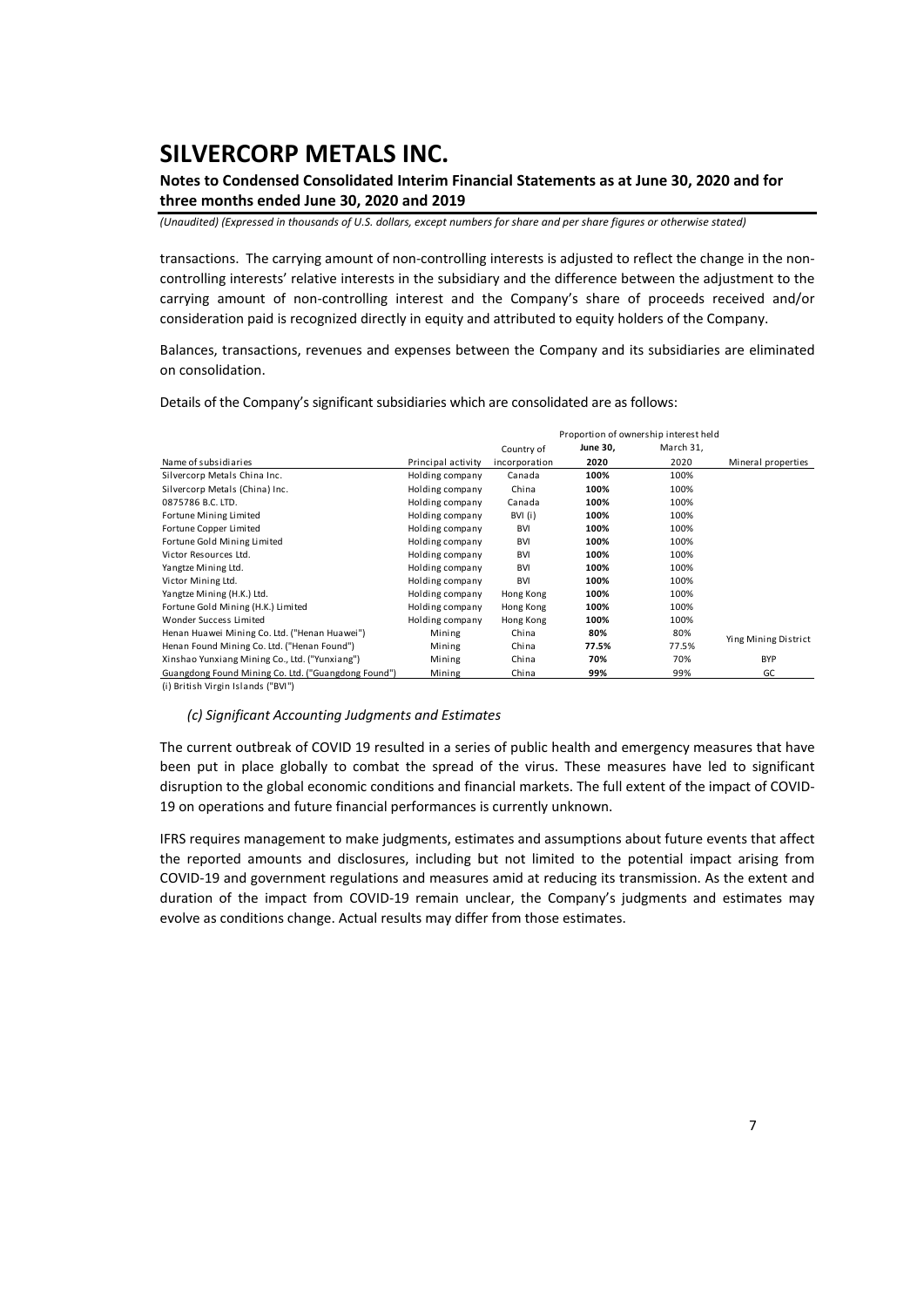transactions. The carrying amount of non-controlling interests is adjusted to reflect the change in the non-controlling interests' relative interests in the subsidiary and the difference between the adjustment to the carrying amount of non-controlling interest and the Company's share of proceeds received and/or consideration paid is recognized directly in equity and attributed to equity holders of the Company.

Balances, transactions, revenues and expenses between the Company and its subsidiaries are eliminated on consolidation.

Details of the Company's significant subsidiaries which are consolidated are as follows:

| | | | Proportion of ownership interest held | | |
|---|---|---|---|---|---|
| | | Country of | **June 30,** | March 31, | |
| Name of subsidiaries | Principal activity | incorporation | **2020** | 2020 | Mineral properties |
| Silvercorp Metals China Inc. | Holding company | Canada | **100%** | 100% | |
| Silvercorp Metals (China) Inc. | Holding company | China | **100%** | 100% | |
| 0875786 B.C. LTD. | Holding company | Canada | **100%** | 100% | |
| Fortune Mining Limited | Holding company | BVI (i) | **100%** | 100% | |
| Fortune Copper Limited | Holding company | BVI | **100%** | 100% | |
| Fortune Gold Mining Limited | Holding company | BVI | **100%** | 100% | |
| Victor Resources Ltd. | Holding company | BVI | **100%** | 100% | |
| Yangtze Mining Ltd. | Holding company | BVI | **100%** | 100% | |
| Victor Mining Ltd. | Holding company | BVI | **100%** | 100% | |
| Yangtze Mining (H.K.) Ltd. | Holding company | Hong Kong | **100%** | 100% | |
| Fortune Gold Mining (H.K.) Limited | Holding company | Hong Kong | **100%** | 100% | |
| Wonder Success Limited | Holding company | Hong Kong | **100%** | 100% | |
| Henan Huawei Mining Co. Ltd. ("Henan Huawei") | Mining | China | **80%** | 80% | Ying Mining District |
| Henan Found Mining Co. Ltd. ("Henan Found") | Mining | China | **77.5%** | 77.5% | Ying Mining District |
| Xinshao Yunxiang Mining Co., Ltd. ("Yunxiang") | Mining | China | **70%** | 70% | BYP |
| Guangdong Found Mining Co. Ltd. ("Guangdong Found") | Mining | China | **99%** | 99% | GC |

(i) British Virgin Islands ("BVI")

### *(c) Significant Accounting Judgments and Estimates*

The current outbreak of COVID 19 resulted in a series of public health and emergency measures that have been put in place globally to combat the spread of the virus. These measures have led to significant disruption to the global economic conditions and financial markets. The full extent of the impact of COVID-19 on operations and future financial performances is currently unknown.

IFRS requires management to make judgments, estimates and assumptions about future events that affect the reported amounts and disclosures, including but not limited to the potential impact arising from COVID-19 and government regulations and measures amid at reducing its transmission. As the extent and duration of the impact from COVID-19 remain unclear, the Company's judgments and estimates may evolve as conditions change. Actual results may differ from those estimates.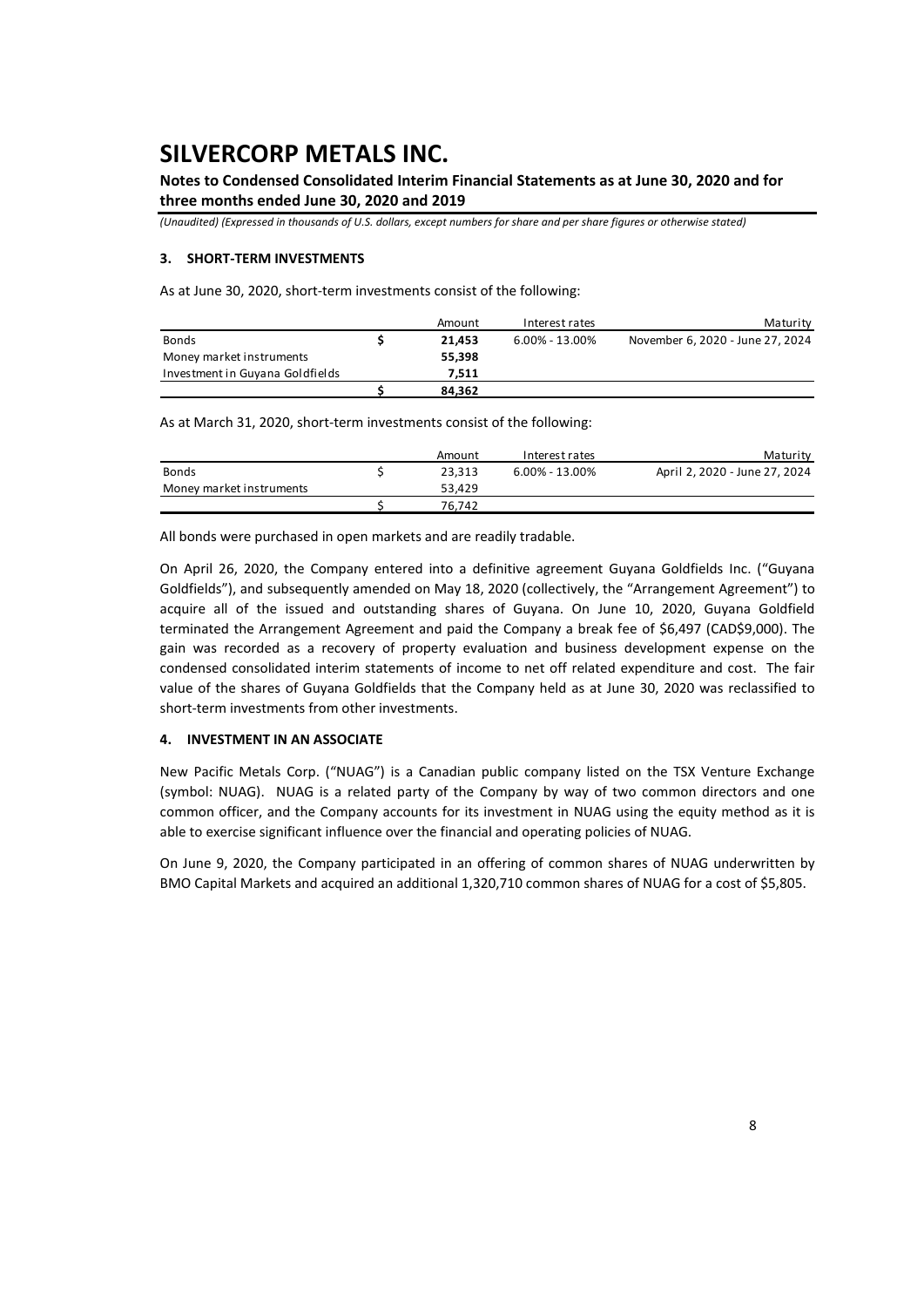# SILVERCORP METALS INC.

**Notes to Condensed Consolidated Interim Financial Statements as at June 30, 2020 and for three months ended June 30, 2020 and 2019**

*(Unaudited) (Expressed in thousands of U.S. dollars, except numbers for share and per share figures or otherwise stated)*

## 3. SHORT-TERM INVESTMENTS

As at June 30, 2020, short-term investments consist of the following:

| | | Amount | Interest rates | Maturity |
|---|---|---|---|---|
| Bonds | **$** | **21,453** | 6.00% - 13.00% | November 6, 2020 - June 27, 2024 |
| Money market instruments | | **55,398** | | |
| Investment in Guyana Goldfields | | **7,511** | | |
| | **$** | **84,362** | | |

As at March 31, 2020, short-term investments consist of the following:

| | | Amount | Interest rates | Maturity |
|---|---|---|---|---|
| Bonds | $ | 23,313 | 6.00% - 13.00% | April 2, 2020 - June 27, 2024 |
| Money market instruments | | 53,429 | | |
| | $ | 76,742 | | |

All bonds were purchased in open markets and are readily tradable.

On April 26, 2020, the Company entered into a definitive agreement Guyana Goldfields Inc. ("Guyana Goldfields"), and subsequently amended on May 18, 2020 (collectively, the "Arrangement Agreement") to acquire all of the issued and outstanding shares of Guyana. On June 10, 2020, Guyana Goldfield terminated the Arrangement Agreement and paid the Company a break fee of $6,497 (CAD$9,000). The gain was recorded as a recovery of property evaluation and business development expense on the condensed consolidated interim statements of income to net off related expenditure and cost. The fair value of the shares of Guyana Goldfields that the Company held as at June 30, 2020 was reclassified to short-term investments from other investments.

## 4. INVESTMENT IN AN ASSOCIATE

New Pacific Metals Corp. ("NUAG") is a Canadian public company listed on the TSX Venture Exchange (symbol: NUAG). NUAG is a related party of the Company by way of two common directors and one common officer, and the Company accounts for its investment in NUAG using the equity method as it is able to exercise significant influence over the financial and operating policies of NUAG.

On June 9, 2020, the Company participated in an offering of common shares of NUAG underwritten by BMO Capital Markets and acquired an additional 1,320,710 common shares of NUAG for a cost of $5,805.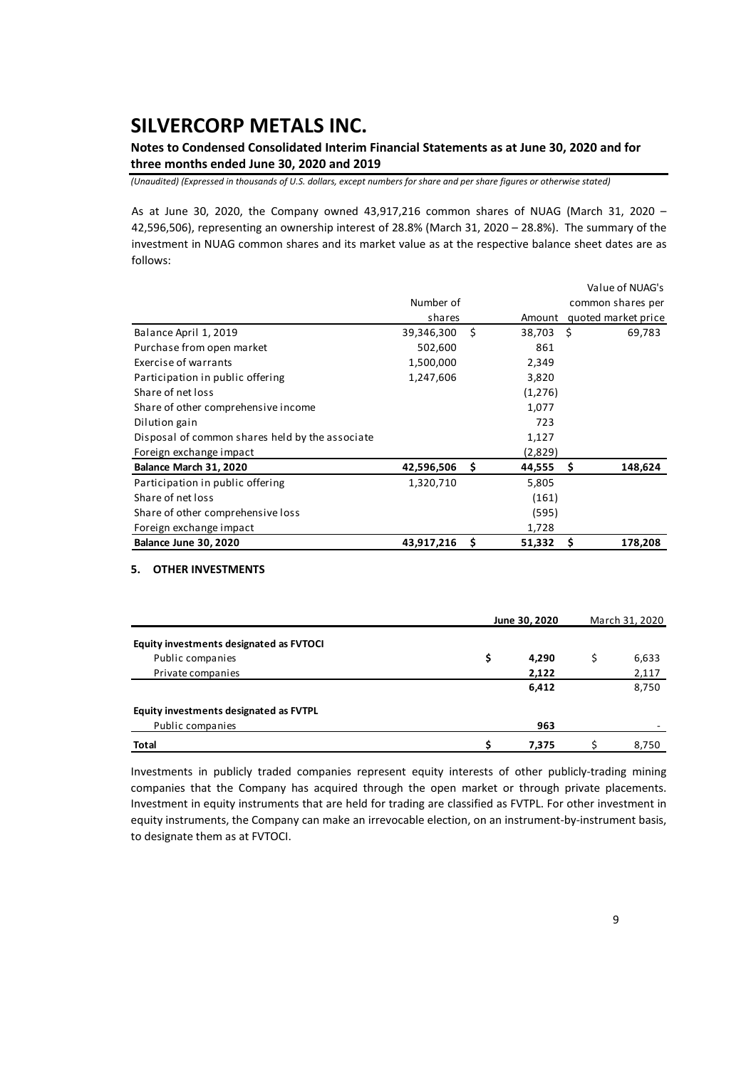As at June 30, 2020, the Company owned 43,917,216 common shares of NUAG (March 31, 2020 – 42,596,506), representing an ownership interest of 28.8% (March 31, 2020 – 28.8%). The summary of the investment in NUAG common shares and its market value as at the respective balance sheet dates are as follows:

| | Number of shares | Amount | Value of NUAG's common shares per quoted market price |
|---|---|---|---|
| Balance April 1, 2019 | 39,346,300 | $ 38,703 | $ 69,783 |
| Purchase from open market | 502,600 | 861 | |
| Exercise of warrants | 1,500,000 | 2,349 | |
| Participation in public offering | 1,247,606 | 3,820 | |
| Share of net loss | | (1,276) | |
| Share of other comprehensive income | | 1,077 | |
| Dilution gain | | 723 | |
| Disposal of common shares held by the associate | | 1,127 | |
| Foreign exchange impact | | (2,829) | |
| **Balance March 31, 2020** | **42,596,506** | **$ 44,555** | **$ 148,624** |
| Participation in public offering | 1,320,710 | 5,805 | |
| Share of net loss | | (161) | |
| Share of other comprehensive loss | | (595) | |
| Foreign exchange impact | | 1,728 | |
| **Balance June 30, 2020** | **43,917,216** | **$ 51,332** | **$ 178,208** |

## 5. OTHER INVESTMENTS

| | June 30, 2020 | March 31, 2020 |
|---|---|---|
| **Equity investments designated as FVTOCI** | | |
| Public companies | $ **4,290** | $ 6,633 |
| Private companies | **2,122** | 2,117 |
| | **6,412** | 8,750 |
| **Equity investments designated as FVTPL** | | |
| Public companies | **963** | - |
| **Total** | $ **7,375** | $ 8,750 |

Investments in publicly traded companies represent equity interests of other publicly-trading mining companies that the Company has acquired through the open market or through private placements. Investment in equity instruments that are held for trading are classified as FVTPL. For other investment in equity instruments, the Company can make an irrevocable election, on an instrument-by-instrument basis, to designate them as at FVTOCI.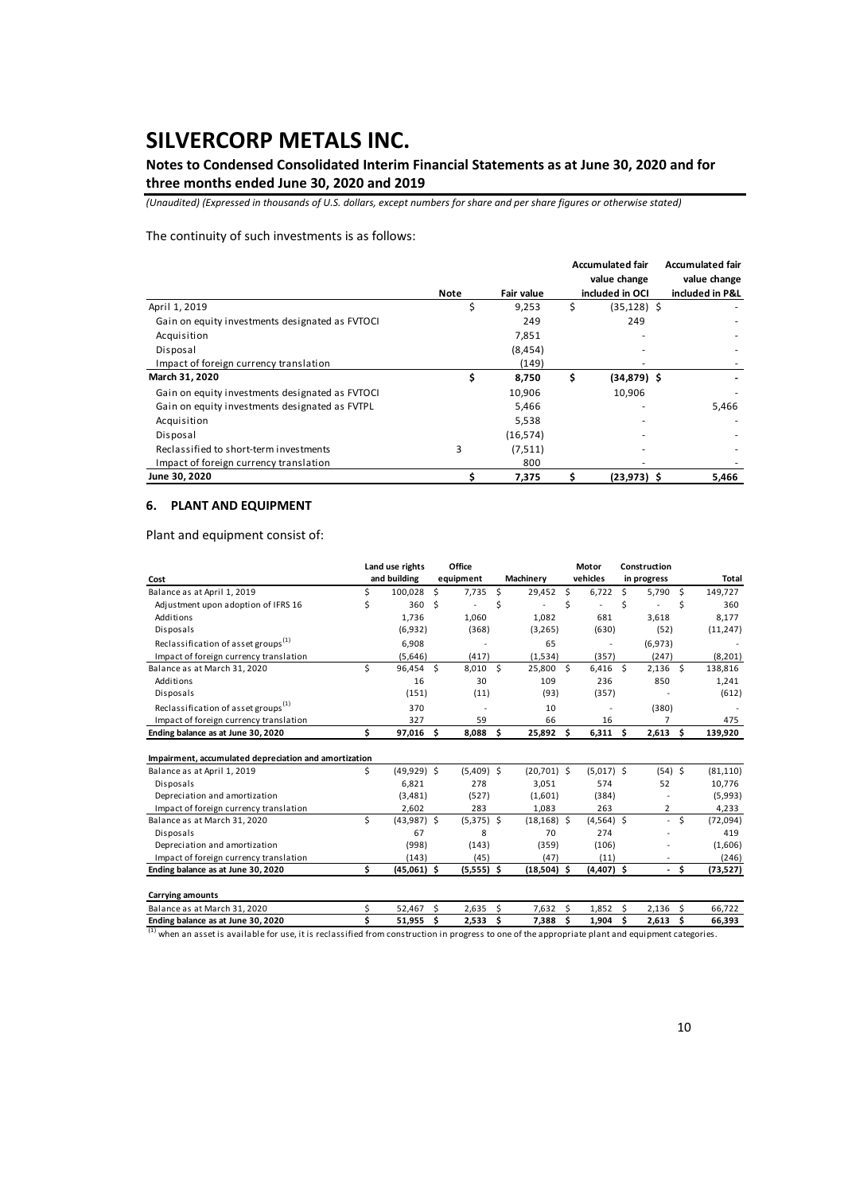# SILVERCORP METALS INC.

## Notes to Condensed Consolidated Interim Financial Statements as at June 30, 2020 and for three months ended June 30, 2020 and 2019

*(Unaudited) (Expressed in thousands of U.S. dollars, except numbers for share and per share figures or otherwise stated)*

The continuity of such investments is as follows:

| | Note | Fair value | Accumulated fair value change included in OCI | Accumulated fair value change included in P&L |
|---|---|---|---|---|
| April 1, 2019 | | $ 9,253 | $ (35,128) | $ - |
| Gain on equity investments designated as FVTOCI | | 249 | 249 | - |
| Acquisition | | 7,851 | - | - |
| Disposal | | (8,454) | - | - |
| Impact of foreign currency translation | | (149) | - | - |
| **March 31, 2020** | | **$ 8,750** | **$ (34,879)** | **$ -** |
| Gain on equity investments designated as FVTOCI | | 10,906 | 10,906 | - |
| Gain on equity investments designated as FVTPL | | 5,466 | - | 5,466 |
| Acquisition | | 5,538 | - | - |
| Disposal | | (16,574) | - | - |
| Reclassified to short-term investments | 3 | (7,511) | - | - |
| Impact of foreign currency translation | | 800 | - | - |
| **June 30, 2020** | | **$ 7,375** | **$ (23,973)** | **$ 5,466** |

### 6. PLANT AND EQUIPMENT

Plant and equipment consist of:

| Cost | Land use rights and building | Office equipment | Machinery | Motor vehicles | Construction in progress | Total |
|---|---|---|---|---|---|---|
| Balance as at April 1, 2019 | $ 100,028 | $ 7,735 | $ 29,452 | $ 6,722 | $ 5,790 | $ 149,727 |
| Adjustment upon adoption of IFRS 16 | $ 360 | $ - | $ - | $ - | $ - | $ 360 |
| Additions | 1,736 | 1,060 | 1,082 | 681 | 3,618 | 8,177 |
| Disposals | (6,932) | (368) | (3,265) | (630) | (52) | (11,247) |
| Reclassification of asset groups[1] | 6,908 | - | 65 | - | (6,973) | - |
| Impact of foreign currency translation | (5,646) | (417) | (1,534) | (357) | (247) | (8,201) |
| Balance as at March 31, 2020 | $ 96,454 | $ 8,010 | $ 25,800 | $ 6,416 | $ 2,136 | $ 138,816 |
| Additions | 16 | 30 | 109 | 236 | 850 | 1,241 |
| Disposals | (151) | (11) | (93) | (357) | - | (612) |
| Reclassification of asset groups[1] | 370 | - | 10 | - | (380) | - |
| Impact of foreign currency translation | 327 | 59 | 66 | 16 | 7 | 475 |
| **Ending balance as at June 30, 2020** | **$ 97,016** | **$ 8,088** | **$ 25,892** | **$ 6,311** | **$ 2,613** | **$ 139,920** |
| | | | | | | |
| **Impairment, accumulated depreciation and amortization** | | | | | | |
| Balance as at April 1, 2019 | $ (49,929) | $ (5,409) | $ (20,701) | $ (5,017) | $ (54) | $ (81,110) |
| Disposals | 6,821 | 278 | 3,051 | 574 | 52 | 10,776 |
| Depreciation and amortization | (3,481) | (527) | (1,601) | (384) | - | (5,993) |
| Impact of foreign currency translation | 2,602 | 283 | 1,083 | 263 | 2 | 4,233 |
| Balance as at March 31, 2020 | $ (43,987) | $ (5,375) | $ (18,168) | $ (4,564) | $ - | $ (72,094) |
| Disposals | 67 | 8 | 70 | 274 | - | 419 |
| Depreciation and amortization | (998) | (143) | (359) | (106) | - | (1,606) |
| Impact of foreign currency translation | (143) | (45) | (47) | (11) | - | (246) |
| **Ending balance as at June 30, 2020** | **$ (45,061)** | **$ (5,555)** | **$ (18,504)** | **$ (4,407)** | **$ -** | **$ (73,527)** |
| | | | | | | |
| **Carrying amounts** | | | | | | |
| Balance as at March 31, 2020 | $ 52,467 | $ 2,635 | $ 7,632 | $ 1,852 | $ 2,136 | $ 66,722 |
| **Ending balance as at June 30, 2020** | **$ 51,955** | **$ 2,533** | **$ 7,388** | **$ 1,904** | **$ 2,613** | **$ 66,393** |

[1] when an asset is available for use, it is reclassified from construction in progress to one of the appropriate plant and equipment categories.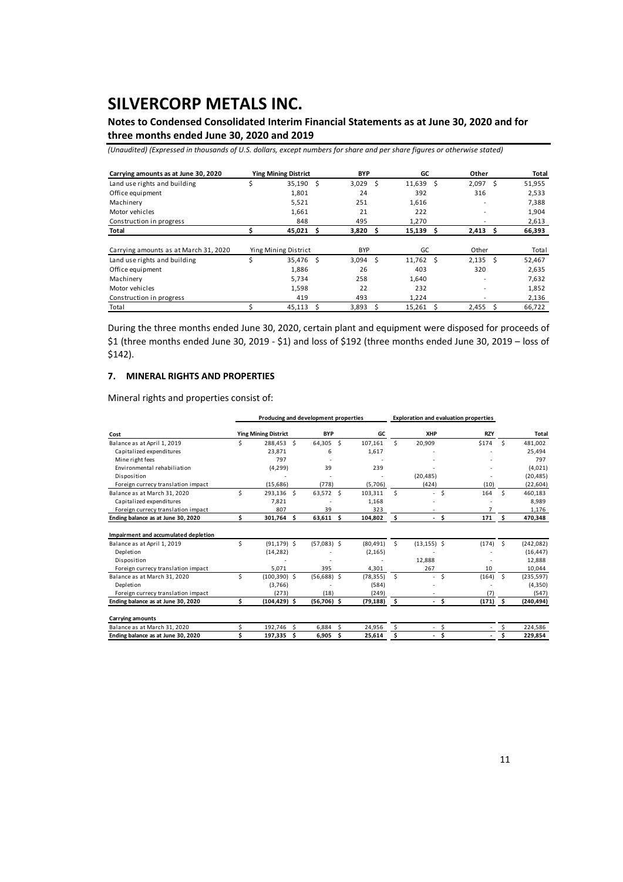# SILVERCORP METALS INC.

**Notes to Condensed Consolidated Interim Financial Statements as at June 30, 2020 and for three months ended June 30, 2020 and 2019**

*(Unaudited) (Expressed in thousands of U.S. dollars, except numbers for share and per share figures or otherwise stated)*

| Carrying amounts as at June 30, 2020 | Ying Mining District | BYP | GC | Other | Total |
|---|---|---|---|---|---|
| Land use rights and building | $ 35,190 | $ 3,029 | $ 11,639 | $ 2,097 | $ 51,955 |
| Office equipment | 1,801 | 24 | 392 | 316 | 2,533 |
| Machinery | 5,521 | 251 | 1,616 | - | 7,388 |
| Motor vehicles | 1,661 | 21 | 222 | - | 1,904 |
| Construction in progress | 848 | 495 | 1,270 | - | 2,613 |
| **Total** | **$ 45,021** | **$ 3,820** | **$ 15,139** | **$ 2,413** | **$ 66,393** |

| Carrying amounts as at March 31, 2020 | Ying Mining District | BYP | GC | Other | Total |
|---|---|---|---|---|---|
| Land use rights and building | $ 35,476 | $ 3,094 | $ 11,762 | $ 2,135 | $ 52,467 |
| Office equipment | 1,886 | 26 | 403 | 320 | 2,635 |
| Machinery | 5,734 | 258 | 1,640 | - | 7,632 |
| Motor vehicles | 1,598 | 22 | 232 | - | 1,852 |
| Construction in progress | 419 | 493 | 1,224 | - | 2,136 |
| Total | $ 45,113 | $ 3,893 | $ 15,261 | $ 2,455 | $ 66,722 |

During the three months ended June 30, 2020, certain plant and equipment were disposed for proceeds of $1 (three months ended June 30, 2019 - $1) and loss of $192 (three months ended June 30, 2019 – loss of $142).

## 7. MINERAL RIGHTS AND PROPERTIES

Mineral rights and properties consist of:

| | Producing and development properties | | | Exploration and evaluation properties | | |
|---|---|---|---|---|---|---|
| **Cost** | **Ying Mining District** | **BYP** | **GC** | **XHP** | **RZY** | **Total** |
| Balance as at April 1, 2019 | $ 288,453 | $ 64,305 | $ 107,161 | $ 20,909 | $174 | $ 481,002 |
| Capitalized expenditures | 23,871 | 6 | 1,617 | - | - | 25,494 |
| Mine right fees | 797 | - | - | - | - | 797 |
| Environmental rehabiliation | (4,299) | 39 | 239 | - | - | (4,021) |
| Disposition | - | - | - | (20,485) | - | (20,485) |
| Foreign currecy translation impact | (15,686) | (778) | (5,706) | (424) | (10) | (22,604) |
| Balance as at March 31, 2020 | $ 293,136 | $ 63,572 | $ 103,311 | $ - | $ 164 | $ 460,183 |
| Capitalized expenditures | 7,821 | - | 1,168 | - | - | 8,989 |
| Foreign currecy translation impact | 807 | 39 | 323 | - | 7 | 1,176 |
| **Ending balance as at June 30, 2020** | **$ 301,764** | **$ 63,611** | **$ 104,802** | **$ -** | **$ 171** | **$ 470,348** |
| | | | | | | |
| **Impairment and accumulated depletion** | | | | | | |
| Balance as at April 1, 2019 | $ (91,179) | $ (57,083) | $ (80,491) | $ (13,155) | $ (174) | $ (242,082) |
| Depletion | (14,282) | - | (2,165) | - | - | (16,447) |
| Disposition | - | - | - | 12,888 | - | 12,888 |
| Foreign currecy translation impact | 5,071 | 395 | 4,301 | 267 | 10 | 10,044 |
| Balance as at March 31, 2020 | $ (100,390) | $ (56,688) | $ (78,355) | $ - | $ (164) | $ (235,597) |
| Depletion | (3,766) | - | (584) | - | - | (4,350) |
| Foreign currecy translation impact | (273) | (18) | (249) | - | (7) | (547) |
| **Ending balance as at June 30, 2020** | **$ (104,429)** | **$ (56,706)** | **$ (79,188)** | **$ -** | **$ (171)** | **$ (240,494)** |
| | | | | | | |
| **Carrying amounts** | | | | | | |
| Balance as at March 31, 2020 | $ 192,746 | $ 6,884 | $ 24,956 | $ - | $ - | $ 224,586 |
| **Ending balance as at June 30, 2020** | **$ 197,335** | **$ 6,905** | **$ 25,614** | **$ -** | **$ -** | **$ 229,854** |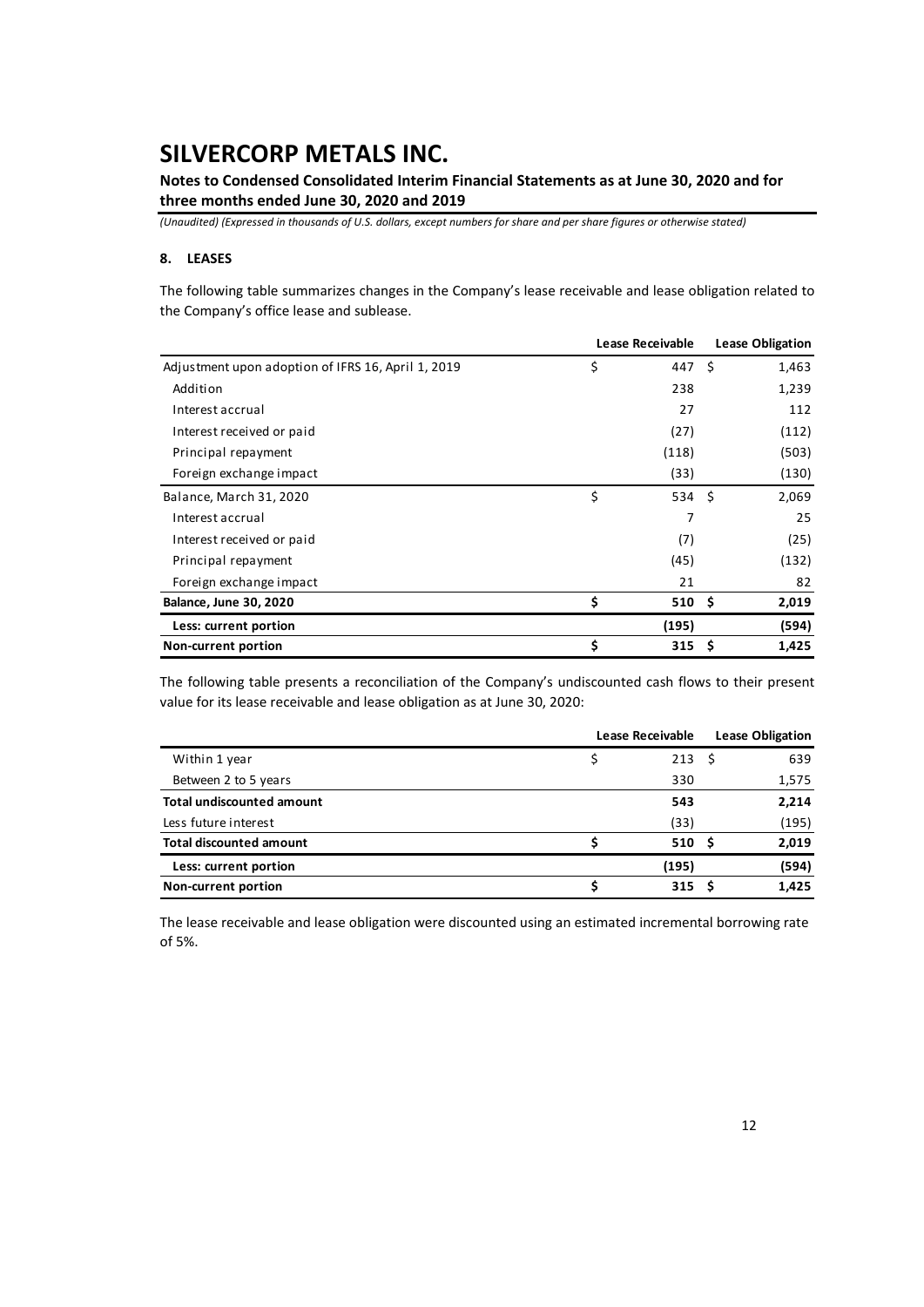# SILVERCORP METALS INC.

**Notes to Condensed Consolidated Interim Financial Statements as at June 30, 2020 and for three months ended June 30, 2020 and 2019**

*(Unaudited) (Expressed in thousands of U.S. dollars, except numbers for share and per share figures or otherwise stated)*

## 8. LEASES

The following table summarizes changes in the Company's lease receivable and lease obligation related to the Company's office lease and sublease.

| | Lease Receivable | Lease Obligation |
|---|---|---|
| Adjustment upon adoption of IFRS 16, April 1, 2019 | $ 447 | $ 1,463 |
| Addition | 238 | 1,239 |
| Interest accrual | 27 | 112 |
| Interest received or paid | (27) | (112) |
| Principal repayment | (118) | (503) |
| Foreign exchange impact | (33) | (130) |
| Balance, March 31, 2020 | $ 534 | $ 2,069 |
| Interest accrual | 7 | 25 |
| Interest received or paid | (7) | (25) |
| Principal repayment | (45) | (132) |
| Foreign exchange impact | 21 | 82 |
| **Balance, June 30, 2020** | **$ 510** | **$ 2,019** |
| **Less: current portion** | **(195)** | **(594)** |
| **Non-current portion** | **$ 315** | **$ 1,425** |

The following table presents a reconciliation of the Company's undiscounted cash flows to their present value for its lease receivable and lease obligation as at June 30, 2020:

| | Lease Receivable | Lease Obligation |
|---|---|---|
| Within 1 year | $ 213 | $ 639 |
| Between 2 to 5 years | 330 | 1,575 |
| **Total undiscounted amount** | **543** | **2,214** |
| Less future interest | (33) | (195) |
| **Total discounted amount** | **$ 510** | **$ 2,019** |
| **Less: current portion** | **(195)** | **(594)** |
| **Non-current portion** | **$ 315** | **$ 1,425** |

The lease receivable and lease obligation were discounted using an estimated incremental borrowing rate of 5%.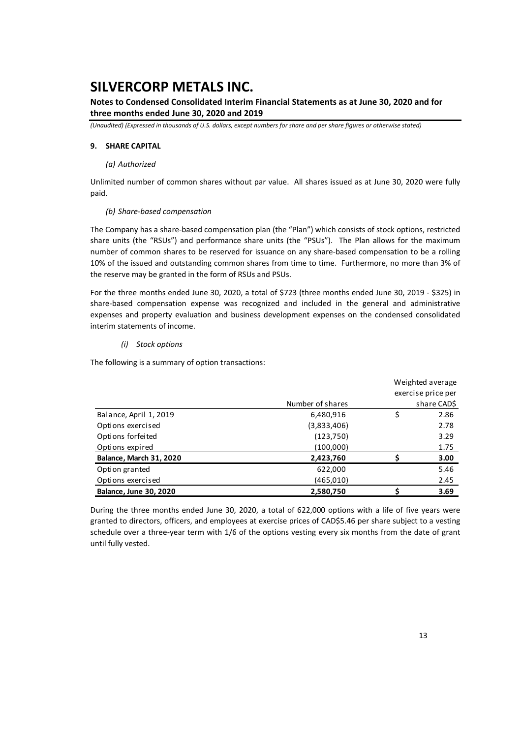# SILVERCORP METALS INC.

**Notes to Condensed Consolidated Interim Financial Statements as at June 30, 2020 and for three months ended June 30, 2020 and 2019**

*(Unaudited) (Expressed in thousands of U.S. dollars, except numbers for share and per share figures or otherwise stated)*

## 9. SHARE CAPITAL

### *(a) Authorized*

Unlimited number of common shares without par value. All shares issued as at June 30, 2020 were fully paid.

### *(b) Share-based compensation*

The Company has a share-based compensation plan (the "Plan") which consists of stock options, restricted share units (the "RSUs") and performance share units (the "PSUs"). The Plan allows for the maximum number of common shares to be reserved for issuance on any share-based compensation to be a rolling 10% of the issued and outstanding common shares from time to time. Furthermore, no more than 3% of the reserve may be granted in the form of RSUs and PSUs.

For the three months ended June 30, 2020, a total of $723 (three months ended June 30, 2019 - $325) in share-based compensation expense was recognized and included in the general and administrative expenses and property evaluation and business development expenses on the condensed consolidated interim statements of income.

#### *(i) Stock options*

The following is a summary of option transactions:

| | Number of shares | Weighted average exercise price per share CAD$ |
|---|---|---|
| Balance, April 1, 2019 | 6,480,916 | $ 2.86 |
| Options exercised | (3,833,406) | 2.78 |
| Options forfeited | (123,750) | 3.29 |
| Options expired | (100,000) | 1.75 |
| **Balance, March 31, 2020** | **2,423,760** | **$ 3.00** |
| Option granted | 622,000 | 5.46 |
| Options exercised | (465,010) | 2.45 |
| **Balance, June 30, 2020** | **2,580,750** | **$ 3.69** |

During the three months ended June 30, 2020, a total of 622,000 options with a life of five years were granted to directors, officers, and employees at exercise prices of CAD$5.46 per share subject to a vesting schedule over a three-year term with 1/6 of the options vesting every six months from the date of grant until fully vested.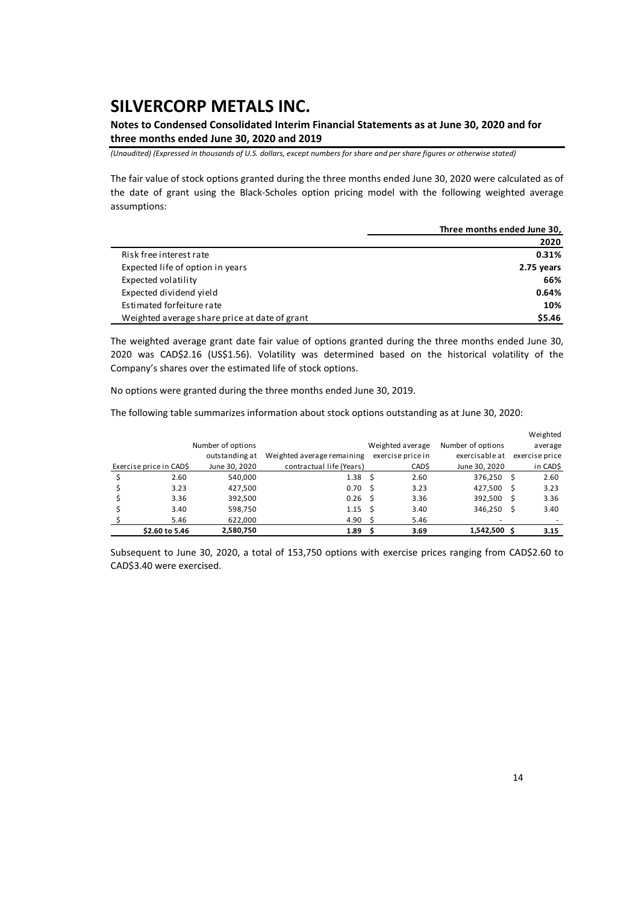# SILVERCORP METALS INC.

**Notes to Condensed Consolidated Interim Financial Statements as at June 30, 2020 and for three months ended June 30, 2020 and 2019**

*(Unaudited) (Expressed in thousands of U.S. dollars, except numbers for share and per share figures or otherwise stated)*

The fair value of stock options granted during the three months ended June 30, 2020 were calculated as of the date of grant using the Black-Scholes option pricing model with the following weighted average assumptions:

| | **Three months ended June 30,** |
|---|---|
| | **2020** |
| Risk free interest rate | **0.31%** |
| Expected life of option in years | **2.75 years** |
| Expected volatility | **66%** |
| Expected dividend yield | **0.64%** |
| Estimated forfeiture rate | **10%** |
| Weighted average share price at date of grant | **$5.46** |

The weighted average grant date fair value of options granted during the three months ended June 30, 2020 was CAD$2.16 (US$1.56). Volatility was determined based on the historical volatility of the Company's shares over the estimated life of stock options.

No options were granted during the three months ended June 30, 2019.

The following table summarizes information about stock options outstanding as at June 30, 2020:

| Exercise price in CAD$ | Number of options outstanding at June 30, 2020 | Weighted average remaining contractual life (Years) | Weighted average exercise price in CAD$ | Number of options exercisable at June 30, 2020 | Weighted average exercise price in CAD$ |
|---|---|---|---|---|---|
| $ 2.60 | 540,000 | 1.38 | $ 2.60 | 376,250 | $ 2.60 |
| $ 3.23 | 427,500 | 0.70 | $ 3.23 | 427,500 | $ 3.23 |
| $ 3.36 | 392,500 | 0.26 | $ 3.36 | 392,500 | $ 3.36 |
| $ 3.40 | 598,750 | 1.15 | $ 3.40 | 346,250 | $ 3.40 |
| $ 5.46 | 622,000 | 4.90 | $ 5.46 | - | - |
| **$2.60 to 5.46** | **2,580,750** | **1.89** | **$ 3.69** | **1,542,500** | **$ 3.15** |

Subsequent to June 30, 2020, a total of 153,750 options with exercise prices ranging from CAD$2.60 to CAD$3.40 were exercised.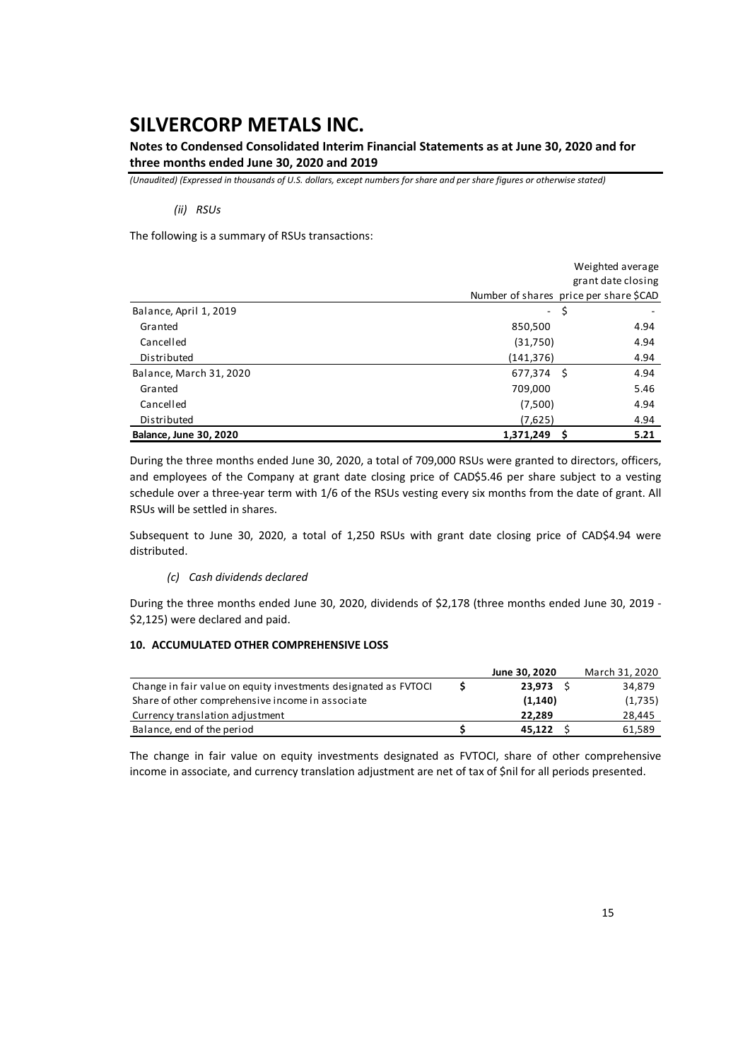# SILVERCORP METALS INC.

**Notes to Condensed Consolidated Interim Financial Statements as at June 30, 2020 and for three months ended June 30, 2020 and 2019**

*(Unaudited) (Expressed in thousands of U.S. dollars, except numbers for share and per share figures or otherwise stated)*

*(ii) RSUs*

The following is a summary of RSUs transactions:

| | Number of shares | Weighted average grant date closing price per share $CAD |
|---|---|---|
| Balance, April 1, 2019 | - | $ - |
| Granted | 850,500 | 4.94 |
| Cancelled | (31,750) | 4.94 |
| Distributed | (141,376) | 4.94 |
| Balance, March 31, 2020 | 677,374 | $ 4.94 |
| Granted | 709,000 | 5.46 |
| Cancelled | (7,500) | 4.94 |
| Distributed | (7,625) | 4.94 |
| **Balance, June 30, 2020** | **1,371,249** | **$ 5.21** |

During the three months ended June 30, 2020, a total of 709,000 RSUs were granted to directors, officers, and employees of the Company at grant date closing price of CAD$5.46 per share subject to a vesting schedule over a three-year term with 1/6 of the RSUs vesting every six months from the date of grant. All RSUs will be settled in shares.

Subsequent to June 30, 2020, a total of 1,250 RSUs with grant date closing price of CAD$4.94 were distributed.

*(c) Cash dividends declared*

During the three months ended June 30, 2020, dividends of $2,178 (three months ended June 30, 2019 - $2,125) were declared and paid.

**10. ACCUMULATED OTHER COMPREHENSIVE LOSS**

| | June 30, 2020 | March 31, 2020 |
|---|---|---|
| Change in fair value on equity investments designated as FVTOCI | $ **23,973** | $ 34,879 |
| Share of other comprehensive income in associate | **(1,140)** | (1,735) |
| Currency translation adjustment | **22,289** | 28,445 |
| Balance, end of the period | $ **45,122** | $ 61,589 |

The change in fair value on equity investments designated as FVTOCI, share of other comprehensive income in associate, and currency translation adjustment are net of tax of $nil for all periods presented.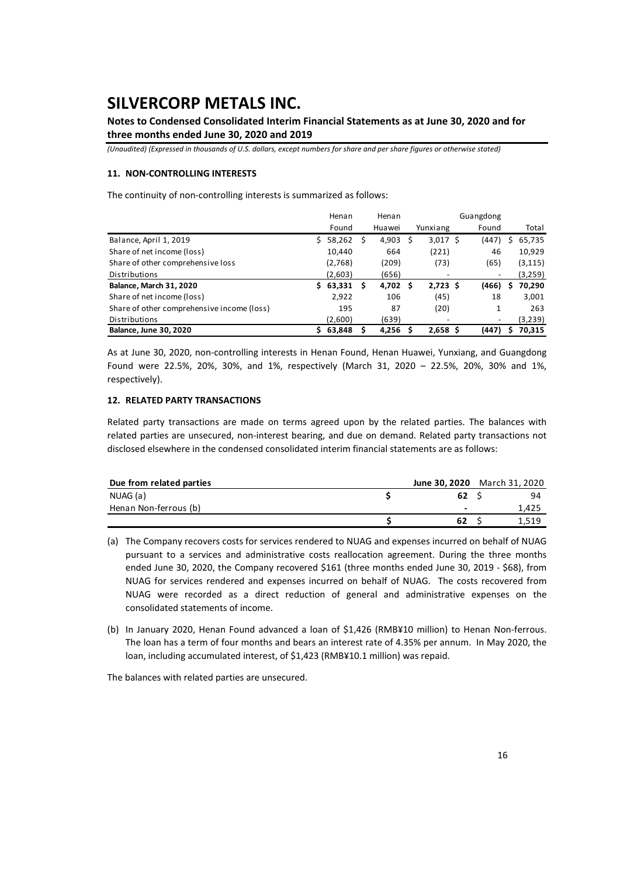# SILVERCORP METALS INC.

**Notes to Condensed Consolidated Interim Financial Statements as at June 30, 2020 and for three months ended June 30, 2020 and 2019**

*(Unaudited) (Expressed in thousands of U.S. dollars, except numbers for share and per share figures or otherwise stated)*

### 11. NON-CONTROLLING INTERESTS

The continuity of non-controlling interests is summarized as follows:

| | Henan Found | Henan Huawei | Yunxiang | Guangdong Found | Total |
|---|---|---|---|---|---|
| Balance, April 1, 2019 | $ 58,262 | $ 4,903 | $ 3,017 | $ (447) | $ 65,735 |
| Share of net income (loss) | 10,440 | 664 | (221) | 46 | 10,929 |
| Share of other comprehensive loss | (2,768) | (209) | (73) | (65) | (3,115) |
| Distributions | (2,603) | (656) | - | - | (3,259) |
| **Balance, March 31, 2020** | **$ 63,331** | **$ 4,702** | **$ 2,723** | **$ (466)** | **$ 70,290** |
| Share of net income (loss) | 2,922 | 106 | (45) | 18 | 3,001 |
| Share of other comprehensive income (loss) | 195 | 87 | (20) | 1 | 263 |
| Distributions | (2,600) | (639) | - | - | (3,239) |
| **Balance, June 30, 2020** | **$ 63,848** | **$ 4,256** | **$ 2,658** | **$ (447)** | **$ 70,315** |

As at June 30, 2020, non-controlling interests in Henan Found, Henan Huawei, Yunxiang, and Guangdong Found were 22.5%, 20%, 30%, and 1%, respectively (March 31, 2020 – 22.5%, 20%, 30% and 1%, respectively).

### 12. RELATED PARTY TRANSACTIONS

Related party transactions are made on terms agreed upon by the related parties. The balances with related parties are unsecured, non-interest bearing, and due on demand. Related party transactions not disclosed elsewhere in the condensed consolidated interim financial statements are as follows:

| **Due from related parties** | **June 30, 2020** | March 31, 2020 |
|---|---|---|
| NUAG (a) | $ 62 | $ 94 |
| Henan Non-ferrous (b) | - | 1,425 |
| | $ 62 | $ 1,519 |

(a) The Company recovers costs for services rendered to NUAG and expenses incurred on behalf of NUAG pursuant to a services and administrative costs reallocation agreement. During the three months ended June 30, 2020, the Company recovered $161 (three months ended June 30, 2019 - $68), from NUAG for services rendered and expenses incurred on behalf of NUAG. The costs recovered from NUAG were recorded as a direct reduction of general and administrative expenses on the consolidated statements of income.

(b) In January 2020, Henan Found advanced a loan of $1,426 (RMB¥10 million) to Henan Non-ferrous. The loan has a term of four months and bears an interest rate of 4.35% per annum. In May 2020, the loan, including accumulated interest, of $1,423 (RMB¥10.1 million) was repaid.

The balances with related parties are unsecured.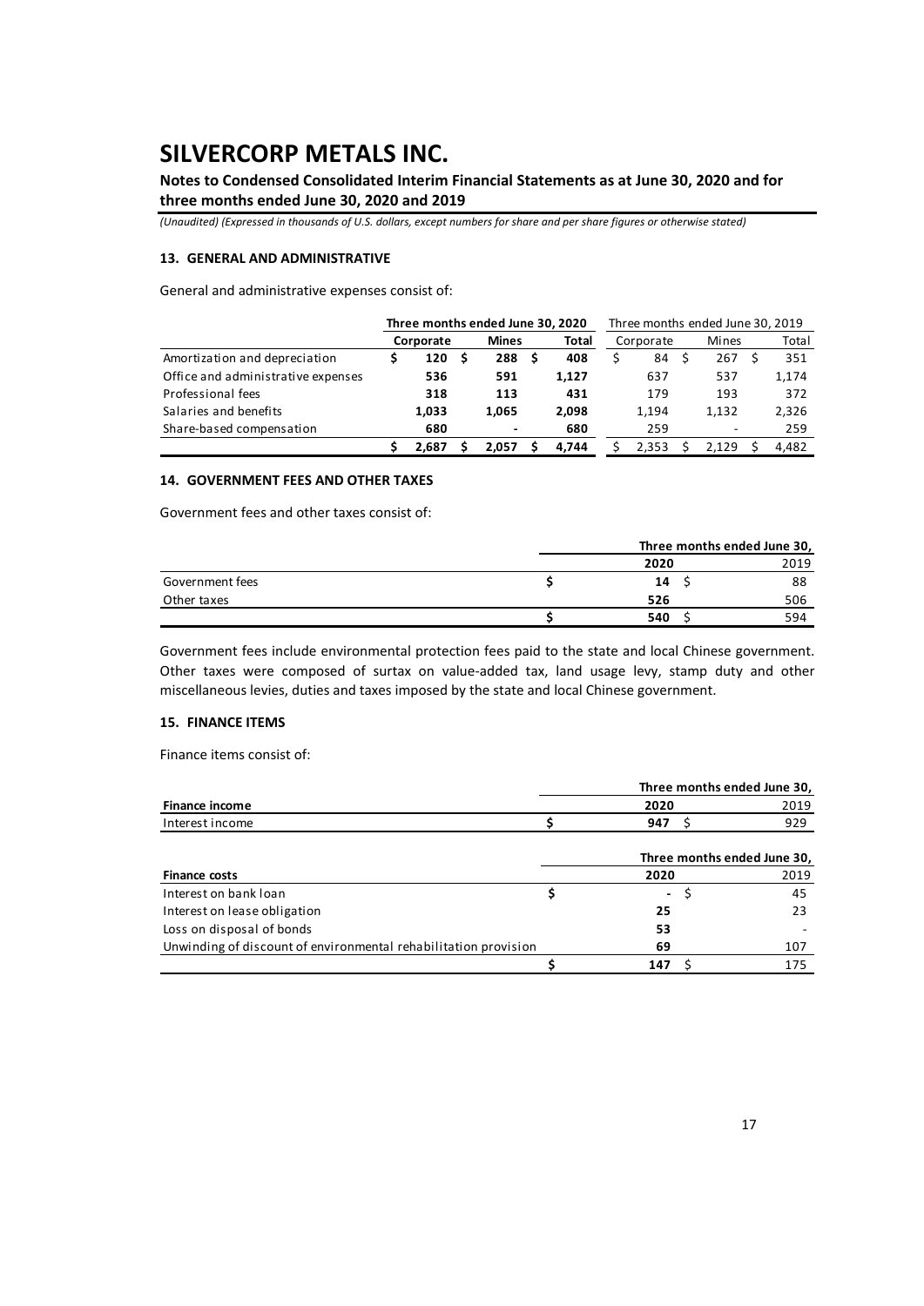# SILVERCORP METALS INC.

**Notes to Condensed Consolidated Interim Financial Statements as at June 30, 2020 and for three months ended June 30, 2020 and 2019**

*(Unaudited) (Expressed in thousands of U.S. dollars, except numbers for share and per share figures or otherwise stated)*

### 13. GENERAL AND ADMINISTRATIVE

General and administrative expenses consist of:

| | **Three months ended June 30, 2020** | | | Three months ended June 30, 2019 | | |
|---|---|---|---|---|---|---|
| | **Corporate** | **Mines** | **Total** | Corporate | Mines | Total |
| Amortization and depreciation | **$ 120** | **$ 288** | **$ 408** | $ 84 | $ 267 | $ 351 |
| Office and administrative expenses | **536** | **591** | **1,127** | 637 | 537 | 1,174 |
| Professional fees | **318** | **113** | **431** | 179 | 193 | 372 |
| Salaries and benefits | **1,033** | **1,065** | **2,098** | 1,194 | 1,132 | 2,326 |
| Share-based compensation | **680** | **-** | **680** | 259 | - | 259 |
| | **$ 2,687** | **$ 2,057** | **$ 4,744** | $ 2,353 | $ 2,129 | $ 4,482 |

### 14. GOVERNMENT FEES AND OTHER TAXES

Government fees and other taxes consist of:

| | **Three months ended June 30,** | |
|---|---|---|
| | **2020** | 2019 |
| Government fees | **$ 14** | $ 88 |
| Other taxes | **526** | 506 |
| | **$ 540** | $ 594 |

Government fees include environmental protection fees paid to the state and local Chinese government. Other taxes were composed of surtax on value-added tax, land usage levy, stamp duty and other miscellaneous levies, duties and taxes imposed by the state and local Chinese government.

### 15. FINANCE ITEMS

Finance items consist of:

| | **Three months ended June 30,** | |
|---|---|---|
| **Finance income** | **2020** | 2019 |
| Interest income | **$ 947** | $ 929 |

| | **Three months ended June 30,** | |
|---|---|---|
| **Finance costs** | **2020** | 2019 |
| Interest on bank loan | **$ -** | $ 45 |
| Interest on lease obligation | **25** | 23 |
| Loss on disposal of bonds | **53** | - |
| Unwinding of discount of environmental rehabilitation provision | **69** | 107 |
| | **$ 147** | $ 175 |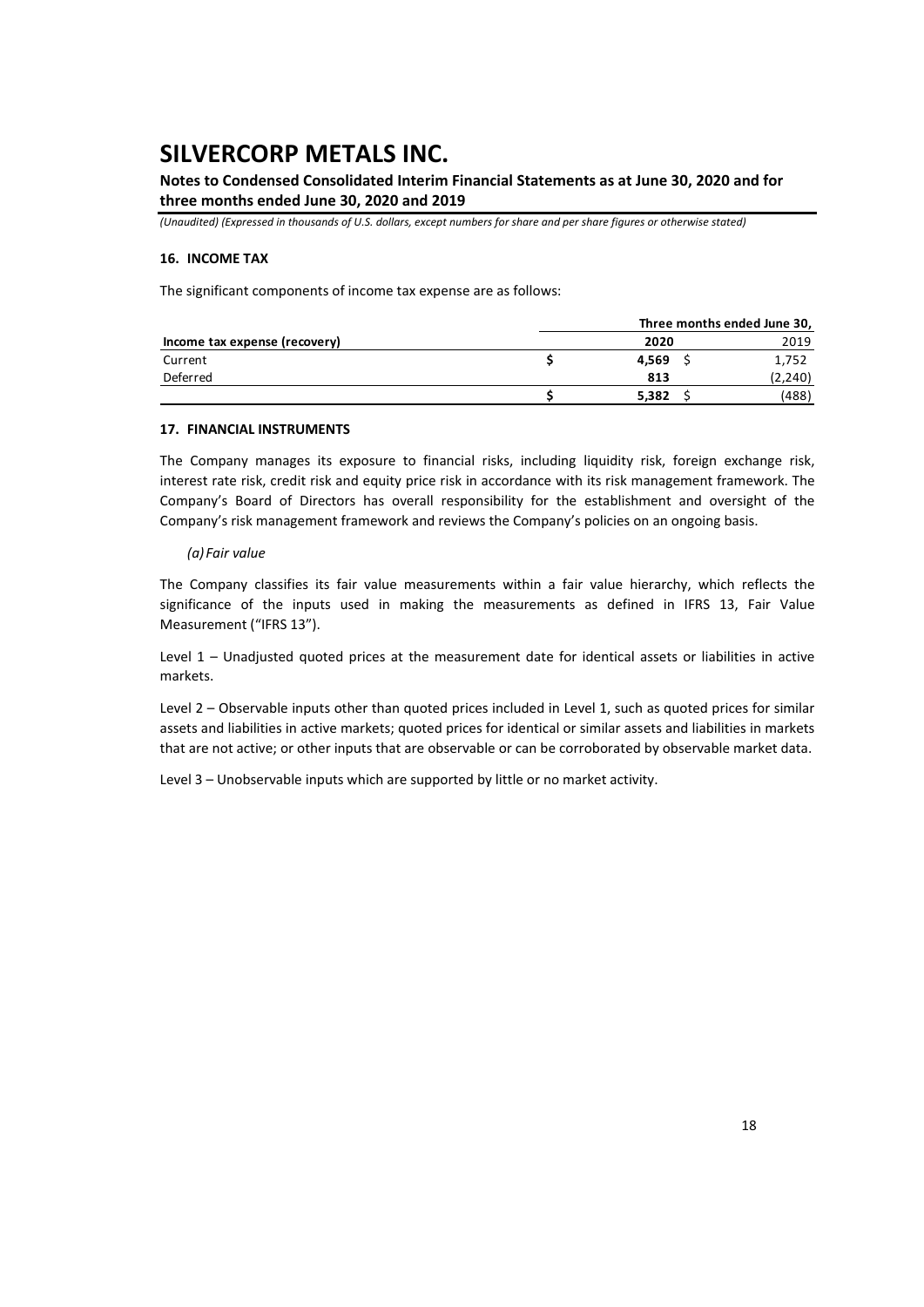## 16. INCOME TAX

The significant components of income tax expense are as follows:

| Income tax expense (recovery) | Three months ended June 30, 2020 | 2019 |
|---|---|---|
| Current | $ 4,569 | $ 1,752 |
| Deferred | 813 | (2,240) |
| | $ 5,382 | $ (488) |

## 17. FINANCIAL INSTRUMENTS

The Company manages its exposure to financial risks, including liquidity risk, foreign exchange risk, interest rate risk, credit risk and equity price risk in accordance with its risk management framework. The Company's Board of Directors has overall responsibility for the establishment and oversight of the Company's risk management framework and reviews the Company's policies on an ongoing basis.

*(a) Fair value*

The Company classifies its fair value measurements within a fair value hierarchy, which reflects the significance of the inputs used in making the measurements as defined in IFRS 13, Fair Value Measurement ("IFRS 13").

Level 1 – Unadjusted quoted prices at the measurement date for identical assets or liabilities in active markets.

Level 2 – Observable inputs other than quoted prices included in Level 1, such as quoted prices for similar assets and liabilities in active markets; quoted prices for identical or similar assets and liabilities in markets that are not active; or other inputs that are observable or can be corroborated by observable market data.

Level 3 – Unobservable inputs which are supported by little or no market activity.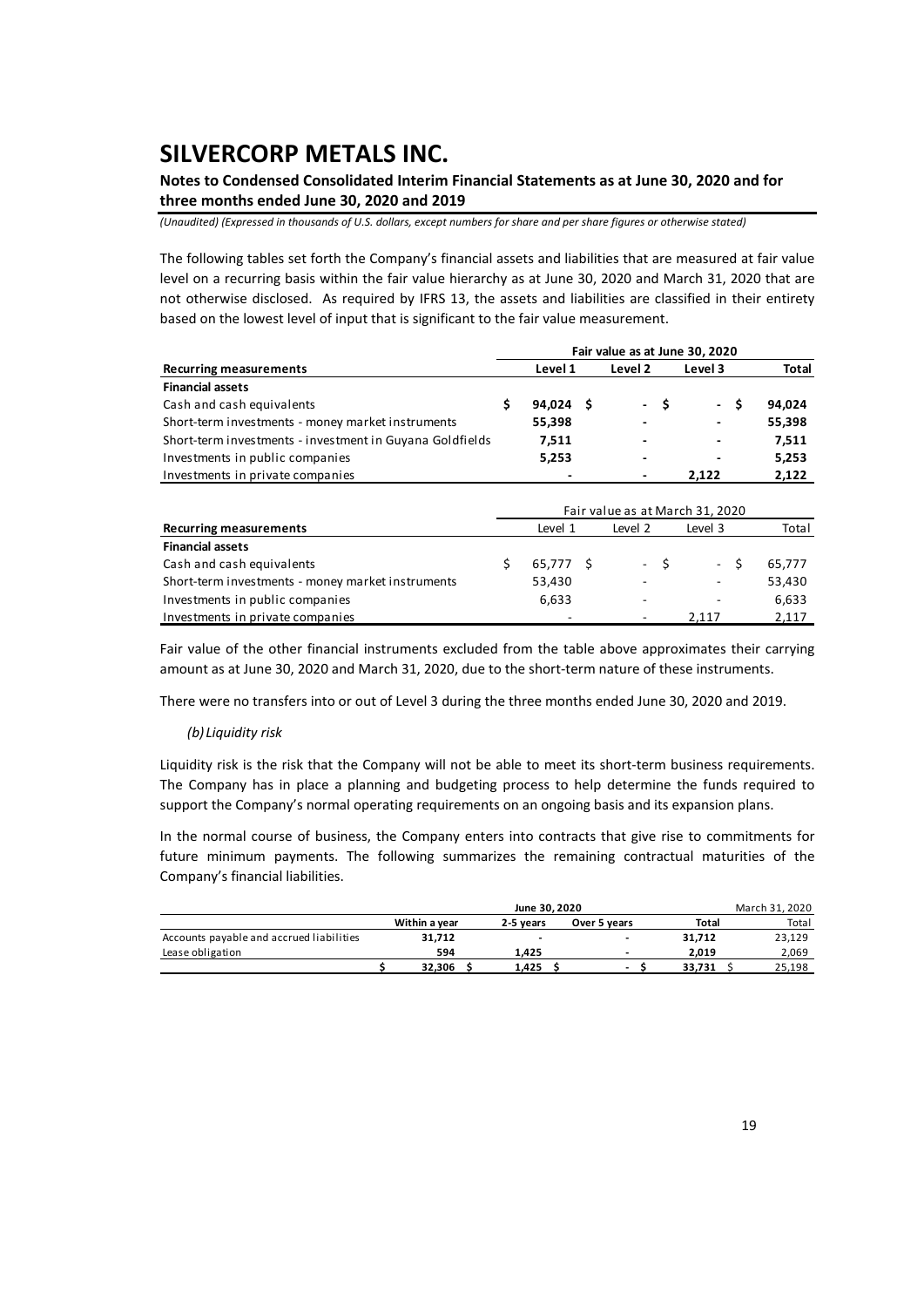The following tables set forth the Company's financial assets and liabilities that are measured at fair value level on a recurring basis within the fair value hierarchy as at June 30, 2020 and March 31, 2020 that are not otherwise disclosed. As required by IFRS 13, the assets and liabilities are classified in their entirety based on the lowest level of input that is significant to the fair value measurement.

| | Fair value as at June 30, 2020 | | | |
|---|---|---|---|---|
| **Recurring measurements** | **Level 1** | **Level 2** | **Level 3** | **Total** |
| **Financial assets** | | | | |
| Cash and cash equivalents | $ **94,024** | $ **-** | $ **-** | $ **94,024** |
| Short-term investments - money market instruments | **55,398** | **-** | **-** | **55,398** |
| Short-term investments - investment in Guyana Goldfields | **7,511** | **-** | **-** | **7,511** |
| Investments in public companies | **5,253** | **-** | **-** | **5,253** |
| Investments in private companies | **-** | **-** | **2,122** | **2,122** |

| | Fair value as at March 31, 2020 | | | |
|---|---|---|---|---|
| **Recurring measurements** | Level 1 | Level 2 | Level 3 | Total |
| **Financial assets** | | | | |
| Cash and cash equivalents | $ 65,777 | $ - | $ - | $ 65,777 |
| Short-term investments - money market instruments | 53,430 | - | - | 53,430 |
| Investments in public companies | 6,633 | - | - | 6,633 |
| Investments in private companies | - | - | 2,117 | 2,117 |

Fair value of the other financial instruments excluded from the table above approximates their carrying amount as at June 30, 2020 and March 31, 2020, due to the short-term nature of these instruments.

There were no transfers into or out of Level 3 during the three months ended June 30, 2020 and 2019.

*(b) Liquidity risk*

Liquidity risk is the risk that the Company will not be able to meet its short-term business requirements. The Company has in place a planning and budgeting process to help determine the funds required to support the Company's normal operating requirements on an ongoing basis and its expansion plans.

In the normal course of business, the Company enters into contracts that give rise to commitments for future minimum payments. The following summarizes the remaining contractual maturities of the Company's financial liabilities.

| | June 30, 2020 | | | | March 31, 2020 |
|---|---|---|---|---|---|
| | **Within a year** | **2-5 years** | **Over 5 years** | **Total** | Total |
| Accounts payable and accrued liabilities | **31,712** | **-** | **-** | **31,712** | 23,129 |
| Lease obligation | **594** | **1,425** | **-** | **2,019** | 2,069 |
| | $ **32,306** | $ **1,425** | $ **-** | $ **33,731** | $ 25,198 |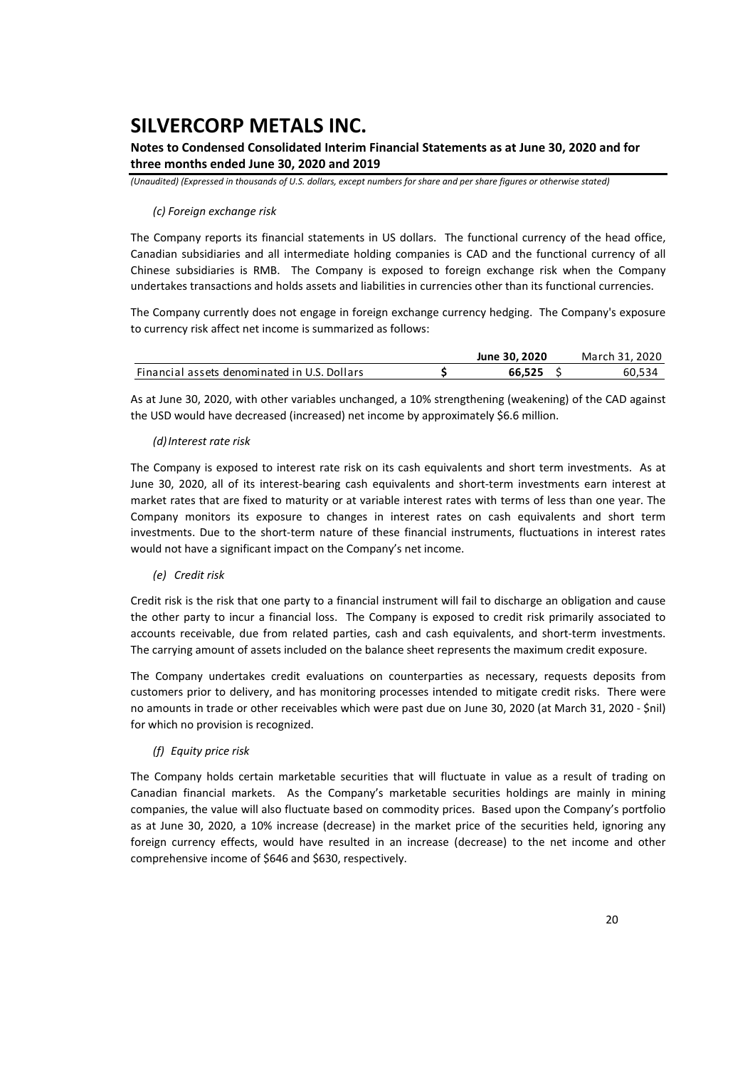*(c) Foreign exchange risk*

The Company reports its financial statements in US dollars. The functional currency of the head office, Canadian subsidiaries and all intermediate holding companies is CAD and the functional currency of all Chinese subsidiaries is RMB. The Company is exposed to foreign exchange risk when the Company undertakes transactions and holds assets and liabilities in currencies other than its functional currencies.

The Company currently does not engage in foreign exchange currency hedging. The Company's exposure to currency risk affect net income is summarized as follows:

| | **June 30, 2020** | March 31, 2020 |
|---|---|---|
| Financial assets denominated in U.S. Dollars | **$ 66,525** | $ 60,534 |

As at June 30, 2020, with other variables unchanged, a 10% strengthening (weakening) of the CAD against the USD would have decreased (increased) net income by approximately $6.6 million.

*(d) Interest rate risk*

The Company is exposed to interest rate risk on its cash equivalents and short term investments. As at June 30, 2020, all of its interest-bearing cash equivalents and short-term investments earn interest at market rates that are fixed to maturity or at variable interest rates with terms of less than one year. The Company monitors its exposure to changes in interest rates on cash equivalents and short term investments. Due to the short-term nature of these financial instruments, fluctuations in interest rates would not have a significant impact on the Company's net income.

*(e) Credit risk*

Credit risk is the risk that one party to a financial instrument will fail to discharge an obligation and cause the other party to incur a financial loss. The Company is exposed to credit risk primarily associated to accounts receivable, due from related parties, cash and cash equivalents, and short-term investments. The carrying amount of assets included on the balance sheet represents the maximum credit exposure.

The Company undertakes credit evaluations on counterparties as necessary, requests deposits from customers prior to delivery, and has monitoring processes intended to mitigate credit risks. There were no amounts in trade or other receivables which were past due on June 30, 2020 (at March 31, 2020 - $nil) for which no provision is recognized.

*(f) Equity price risk*

The Company holds certain marketable securities that will fluctuate in value as a result of trading on Canadian financial markets. As the Company's marketable securities holdings are mainly in mining companies, the value will also fluctuate based on commodity prices. Based upon the Company's portfolio as at June 30, 2020, a 10% increase (decrease) in the market price of the securities held, ignoring any foreign currency effects, would have resulted in an increase (decrease) to the net income and other comprehensive income of $646 and $630, respectively.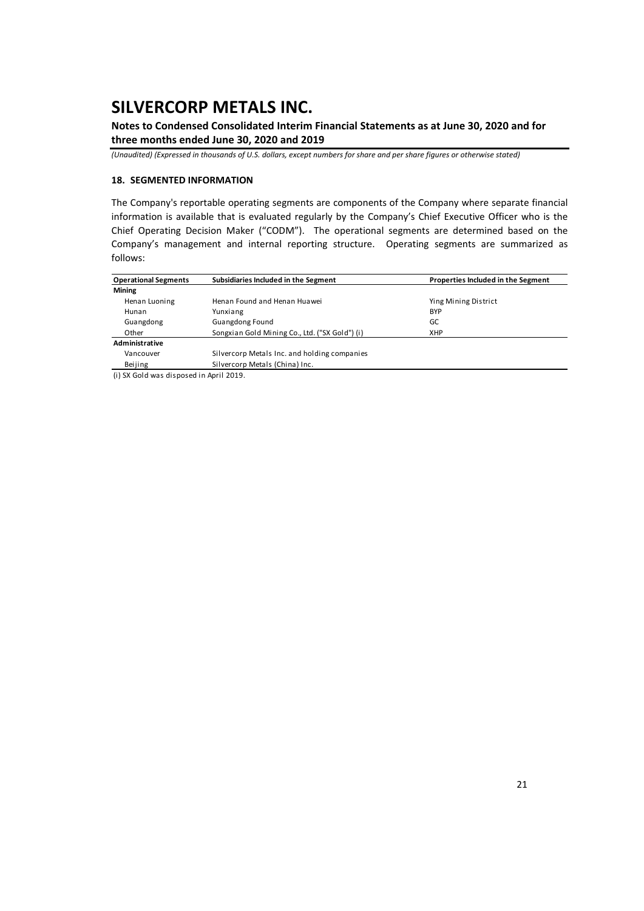# SILVERCORP METALS INC.

**Notes to Condensed Consolidated Interim Financial Statements as at June 30, 2020 and for three months ended June 30, 2020 and 2019**

*(Unaudited) (Expressed in thousands of U.S. dollars, except numbers for share and per share figures or otherwise stated)*

### 18. SEGMENTED INFORMATION

The Company's reportable operating segments are components of the Company where separate financial information is available that is evaluated regularly by the Company's Chief Executive Officer who is the Chief Operating Decision Maker ("CODM"). The operational segments are determined based on the Company's management and internal reporting structure. Operating segments are summarized as follows:

| Operational Segments | Subsidiaries Included in the Segment | Properties Included in the Segment |
|---|---|---|
| **Mining** | | |
| Henan Luoning | Henan Found and Henan Huawei | Ying Mining District |
| Hunan | Yunxiang | BYP |
| Guangdong | Guangdong Found | GC |
| Other | Songxian Gold Mining Co., Ltd. ("SX Gold") (i) | XHP |
| **Administrative** | | |
| Vancouver | Silvercorp Metals Inc. and holding companies | |
| Beijing | Silvercorp Metals (China) Inc. | |

(i) SX Gold was disposed in April 2019.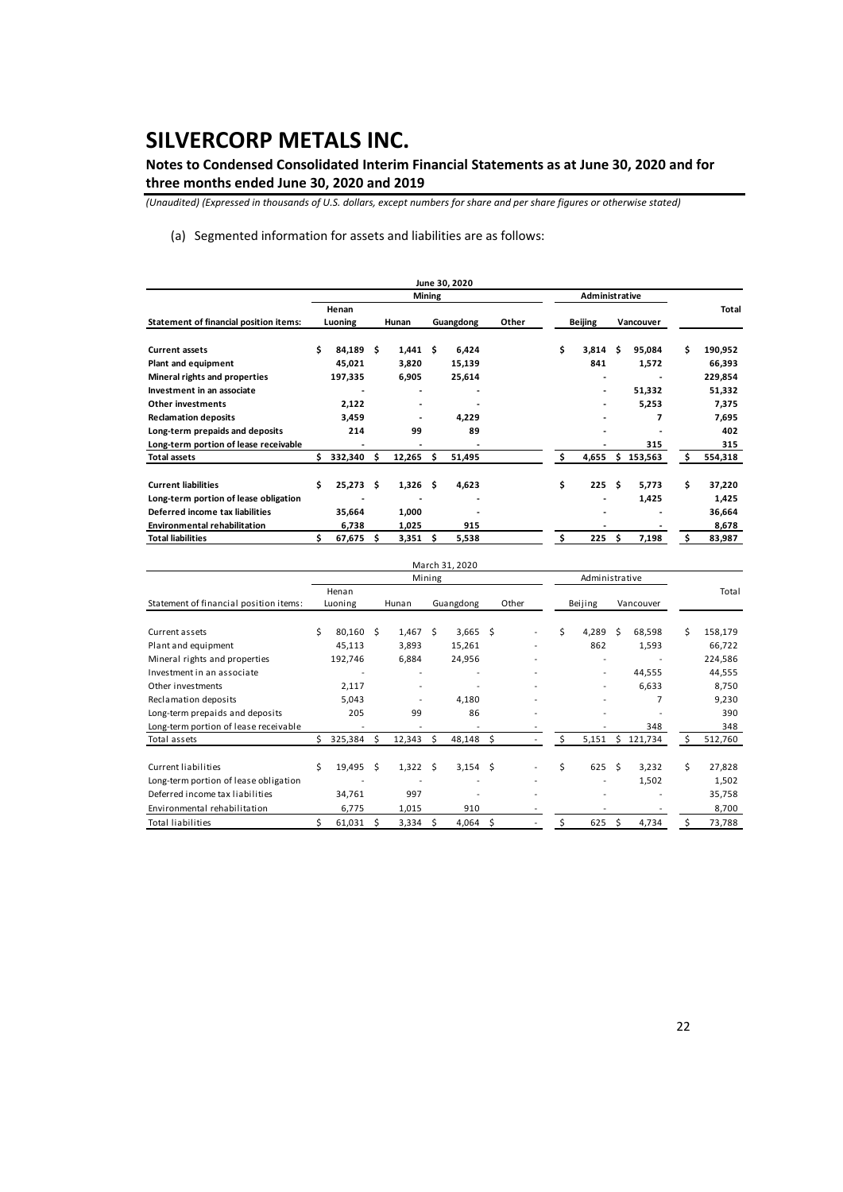# SILVERCORP METALS INC.

**Notes to Condensed Consolidated Interim Financial Statements as at June 30, 2020 and for three months ended June 30, 2020 and 2019**

*(Unaudited) (Expressed in thousands of U.S. dollars, except numbers for share and per share figures or otherwise stated)*

(a) Segmented information for assets and liabilities are as follows:

| | June 30, 2020 | | | | | | |
|---|---|---|---|---|---|---|---|
| | Mining | | | | Administrative | | |
| **Statement of financial position items:** | **Henan Luoning** | **Hunan** | **Guangdong** | **Other** | **Beijing** | **Vancouver** | **Total** |
| **Current assets** | **$ 84,189** | **$ 1,441** | **$ 6,424** | | **$ 3,814** | **$ 95,084** | **$ 190,952** |
| **Plant and equipment** | **45,021** | **3,820** | **15,139** | | **841** | **1,572** | **66,393** |
| **Mineral rights and properties** | **197,335** | **6,905** | **25,614** | | **-** | **-** | **229,854** |
| **Investment in an associate** | **-** | **-** | **-** | | **-** | **51,332** | **51,332** |
| **Other investments** | **2,122** | **-** | **-** | | **-** | **5,253** | **7,375** |
| **Reclamation deposits** | **3,459** | **-** | **4,229** | | **-** | **7** | **7,695** |
| **Long-term prepaids and deposits** | **214** | **99** | **89** | | **-** | **-** | **402** |
| **Long-term portion of lease receivable** | **-** | **-** | **-** | | **-** | **315** | **315** |
| **Total assets** | **$ 332,340** | **$ 12,265** | **$ 51,495** | | **$ 4,655** | **$ 153,563** | **$ 554,318** |
| | | | | | | | |
| **Current liabilities** | **$ 25,273** | **$ 1,326** | **$ 4,623** | | **$ 225** | **$ 5,773** | **$ 37,220** |
| **Long-term portion of lease obligation** | **-** | **-** | **-** | | **-** | **1,425** | **1,425** |
| **Deferred income tax liabilities** | **35,664** | **1,000** | **-** | | **-** | **-** | **36,664** |
| **Environmental rehabilitation** | **6,738** | **1,025** | **915** | | **-** | **-** | **8,678** |
| **Total liabilities** | **$ 67,675** | **$ 3,351** | **$ 5,538** | | **$ 225** | **$ 7,198** | **$ 83,987** |

| | March 31, 2020 | | | | | | |
|---|---|---|---|---|---|---|---|
| | Mining | | | | Administrative | | |
| Statement of financial position items: | Henan Luoning | Hunan | Guangdong | Other | Beijing | Vancouver | Total |
| Current assets | $ 80,160 | $ 1,467 | $ 3,665 | $ - | $ 4,289 | $ 68,598 | $ 158,179 |
| Plant and equipment | 45,113 | 3,893 | 15,261 | - | 862 | 1,593 | 66,722 |
| Mineral rights and properties | 192,746 | 6,884 | 24,956 | - | - | - | 224,586 |
| Investment in an associate | - | - | - | - | - | 44,555 | 44,555 |
| Other investments | 2,117 | - | - | - | - | 6,633 | 8,750 |
| Reclamation deposits | 5,043 | - | 4,180 | - | - | 7 | 9,230 |
| Long-term prepaids and deposits | 205 | 99 | 86 | - | - | - | 390 |
| Long-term portion of lease receivable | - | - | - | - | - | 348 | 348 |
| Total assets | $ 325,384 | $ 12,343 | $ 48,148 | $ - | $ 5,151 | $ 121,734 | $ 512,760 |
| | | | | | | | |
| Current liabilities | $ 19,495 | $ 1,322 | $ 3,154 | $ - | $ 625 | $ 3,232 | $ 27,828 |
| Long-term portion of lease obligation | - | - | - | - | - | 1,502 | 1,502 |
| Deferred income tax liabilities | 34,761 | 997 | - | - | - | - | 35,758 |
| Environmental rehabilitation | 6,775 | 1,015 | 910 | - | - | - | 8,700 |
| Total liabilities | $ 61,031 | $ 3,334 | $ 4,064 | $ - | $ 625 | $ 4,734 | $ 73,788 |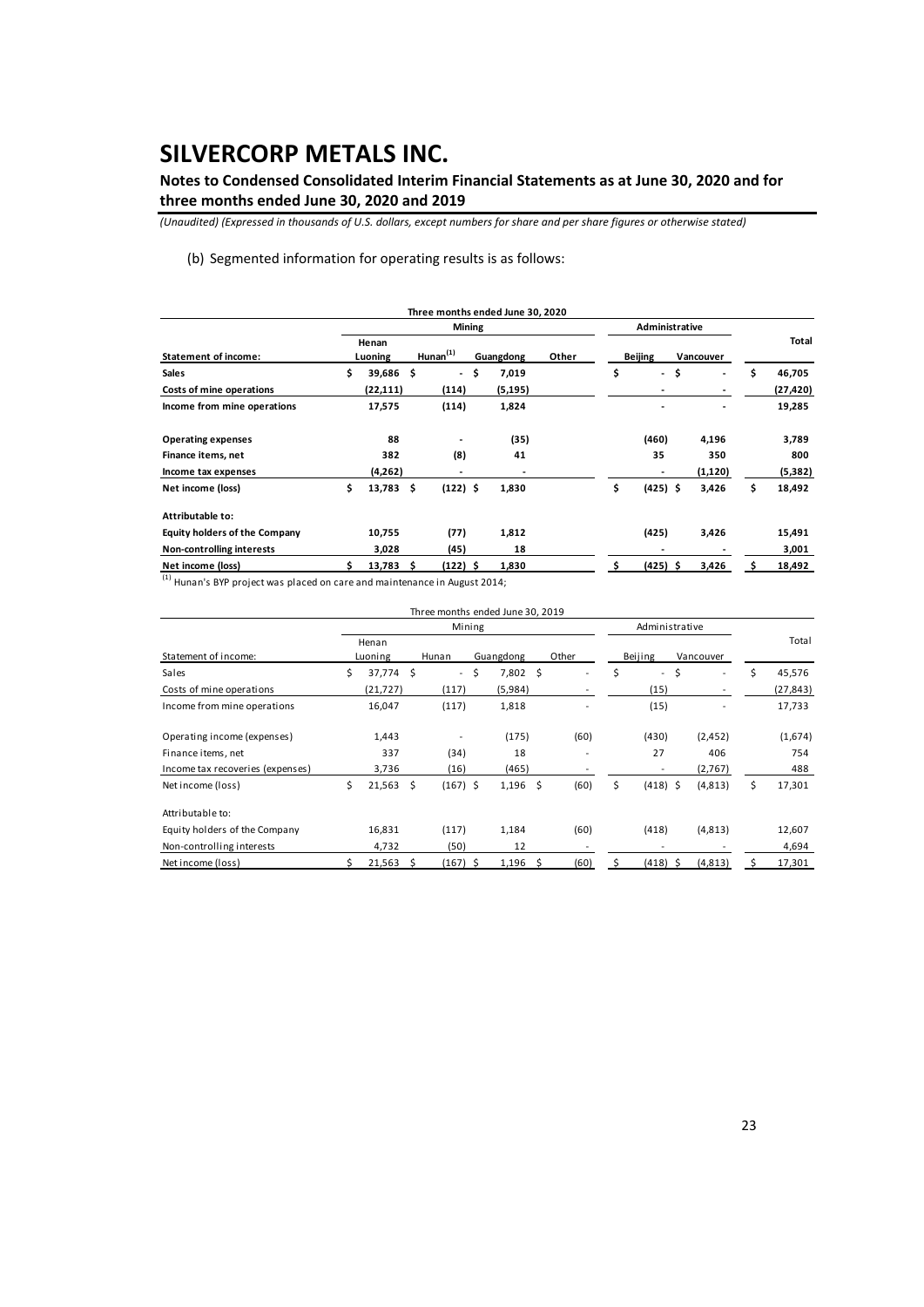# SILVERCORP METALS INC.

**Notes to Condensed Consolidated Interim Financial Statements as at June 30, 2020 and for three months ended June 30, 2020 and 2019**

*(Unaudited) (Expressed in thousands of U.S. dollars, except numbers for share and per share figures or otherwise stated)*

(b) Segmented information for operating results is as follows:

| **Three months ended June 30, 2020** | | | | | | | |
|---|---|---|---|---|---|---|---|
| | **Mining** | | | | **Administrative** | | |
| **Statement of income:** | **Henan Luoning** | **Hunan[(1)]** | **Guangdong** | **Other** | **Beijing** | **Vancouver** | **Total** |
| **Sales** | **$ 39,686** | **$ -** | **$ 7,019** | | **$ -** | **$ -** | **$ 46,705** |
| **Costs of mine operations** | **(22,111)** | **(114)** | **(5,195)** | | **-** | **-** | **(27,420)** |
| **Income from mine operations** | **17,575** | **(114)** | **1,824** | | **-** | **-** | **19,285** |
| **Operating expenses** | **88** | **-** | **(35)** | | **(460)** | **4,196** | **3,789** |
| **Finance items, net** | **382** | **(8)** | **41** | | **35** | **350** | **800** |
| **Income tax expenses** | **(4,262)** | **-** | **-** | | **-** | **(1,120)** | **(5,382)** |
| **Net income (loss)** | **$ 13,783** | **$ (122)** | **$ 1,830** | | **$ (425)** | **$ 3,426** | **$ 18,492** |
| **Attributable to:** | | | | | | | |
| **Equity holders of the Company** | **10,755** | **(77)** | **1,812** | | **(425)** | **3,426** | **15,491** |
| **Non-controlling interests** | **3,028** | **(45)** | **18** | | **-** | **-** | **3,001** |
| **Net income (loss)** | **$ 13,783** | **$ (122)** | **$ 1,830** | | **$ (425)** | **$ 3,426** | **$ 18,492** |

(1) Hunan's BYP project was placed on care and maintenance in August 2014;

| Three months ended June 30, 2019 | | | | | | | |
|---|---|---|---|---|---|---|---|
| | Mining | | | | Administrative | | |
| Statement of income: | Henan Luoning | Hunan | Guangdong | Other | Beijing | Vancouver | Total |
| Sales | $ 37,774 | $ - | $ 7,802 | $ - | $ - | $ - | $ 45,576 |
| Costs of mine operations | (21,727) | (117) | (5,984) | - | (15) | - | (27,843) |
| Income from mine operations | 16,047 | (117) | 1,818 | - | (15) | - | 17,733 |
| Operating income (expenses) | 1,443 | - | (175) | (60) | (430) | (2,452) | (1,674) |
| Finance items, net | 337 | (34) | 18 | - | 27 | 406 | 754 |
| Income tax recoveries (expenses) | 3,736 | (16) | (465) | - | - | (2,767) | 488 |
| Net income (loss) | $ 21,563 | $ (167) | $ 1,196 | $ (60) | $ (418) | $ (4,813) | $ 17,301 |
| Attributable to: | | | | | | | |
| Equity holders of the Company | 16,831 | (117) | 1,184 | (60) | (418) | (4,813) | 12,607 |
| Non-controlling interests | 4,732 | (50) | 12 | - | - | - | 4,694 |
| Net income (loss) | $ 21,563 | $ (167) | $ 1,196 | $ (60) | $ (418) | $ (4,813) | $ 17,301 |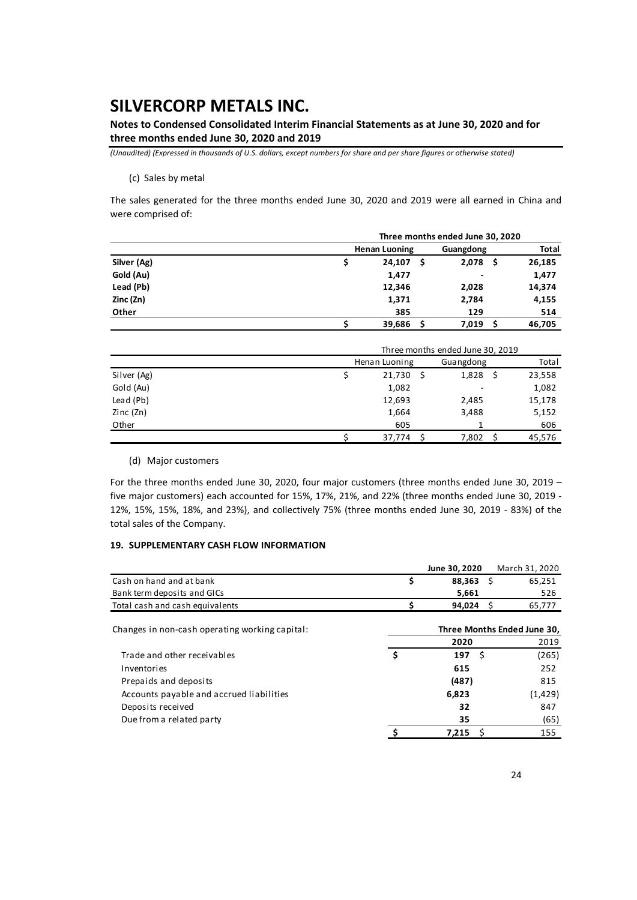# SILVERCORP METALS INC.

**Notes to Condensed Consolidated Interim Financial Statements as at June 30, 2020 and for three months ended June 30, 2020 and 2019**

*(Unaudited) (Expressed in thousands of U.S. dollars, except numbers for share and per share figures or otherwise stated)*

(c) Sales by metal

The sales generated for the three months ended June 30, 2020 and 2019 were all earned in China and were comprised of:

| | Three months ended June 30, 2020 | | |
|---|---|---|---|
| | **Henan Luoning** | **Guangdong** | **Total** |
| **Silver (Ag)** | **$ 24,107** | **$ 2,078** | **$ 26,185** |
| **Gold (Au)** | **1,477** | **-** | **1,477** |
| **Lead (Pb)** | **12,346** | **2,028** | **14,374** |
| **Zinc (Zn)** | **1,371** | **2,784** | **4,155** |
| **Other** | **385** | **129** | **514** |
| | **$ 39,686** | **$ 7,019** | **$ 46,705** |

| | Three months ended June 30, 2019 | | |
|---|---|---|---|
| | Henan Luoning | Guangdong | Total |
| Silver (Ag) | $ 21,730 | $ 1,828 | $ 23,558 |
| Gold (Au) | 1,082 | - | 1,082 |
| Lead (Pb) | 12,693 | 2,485 | 15,178 |
| Zinc (Zn) | 1,664 | 3,488 | 5,152 |
| Other | 605 | 1 | 606 |
| | $ 37,774 | $ 7,802 | $ 45,576 |

(d) Major customers

For the three months ended June 30, 2020, four major customers (three months ended June 30, 2019 – five major customers) each accounted for 15%, 17%, 21%, and 22% (three months ended June 30, 2019 - 12%, 15%, 15%, 18%, and 23%), and collectively 75% (three months ended June 30, 2019 - 83%) of the total sales of the Company.

## 19. SUPPLEMENTARY CASH FLOW INFORMATION

| | **June 30, 2020** | March 31, 2020 |
|---|---|---|
| Cash on hand and at bank | **$ 88,363** | $ 65,251 |
| Bank term deposits and GICs | **5,661** | 526 |
| Total cash and cash equivalents | **$ 94,024** | $ 65,777 |

| Changes in non-cash operating working capital: | **Three Months Ended June 30,** | |
|---|---|---|
| | **2020** | 2019 |
| Trade and other receivables | **$ 197** | $ (265) |
| Inventories | **615** | 252 |
| Prepaids and deposits | **(487)** | 815 |
| Accounts payable and accrued liabilities | **6,823** | (1,429) |
| Deposits received | **32** | 847 |
| Due from a related party | **35** | (65) |
| | **$ 7,215** | $ 155 |